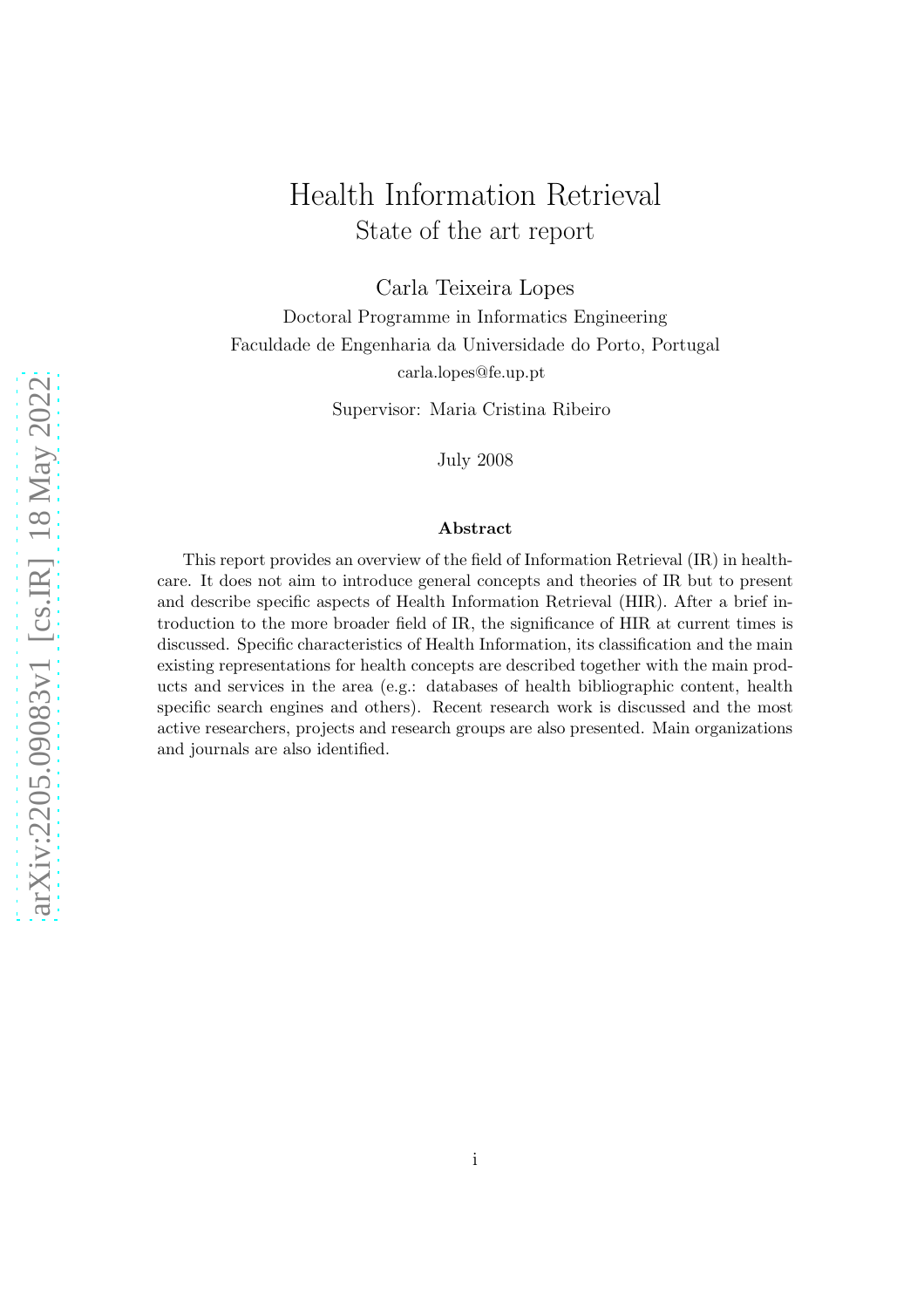# Health Information Retrieval

## State of the art report

Carla Teixeira Lopes

Doctoral Programme in Informatics Engineering

Faculdade de Engenharia da Universidade do Porto, Portugal

carla.lopes@fe.up.pt

Supervisor: Maria Cristina Ribeiro

July 2008

### Abstract

This report provides an overview of the field of Information Retrieval (IR) in healthcare. It does not aim to introduce general concepts and theories of IR but to present and describe specific aspects of Health Information Retrieval (HIR). After a brief introduction to the more broader field of IR, the significance of HIR at current times is discussed. Specific characteristics of Health Information, its classification and the main existing representations for health concepts are described together with the main products and services in the area (e.g.: databases of health bibliographic content, health specific search engines and others). Recent research work is discussed and the most active researchers, projects and research groups are also presented. Main organizations and journals are also identified.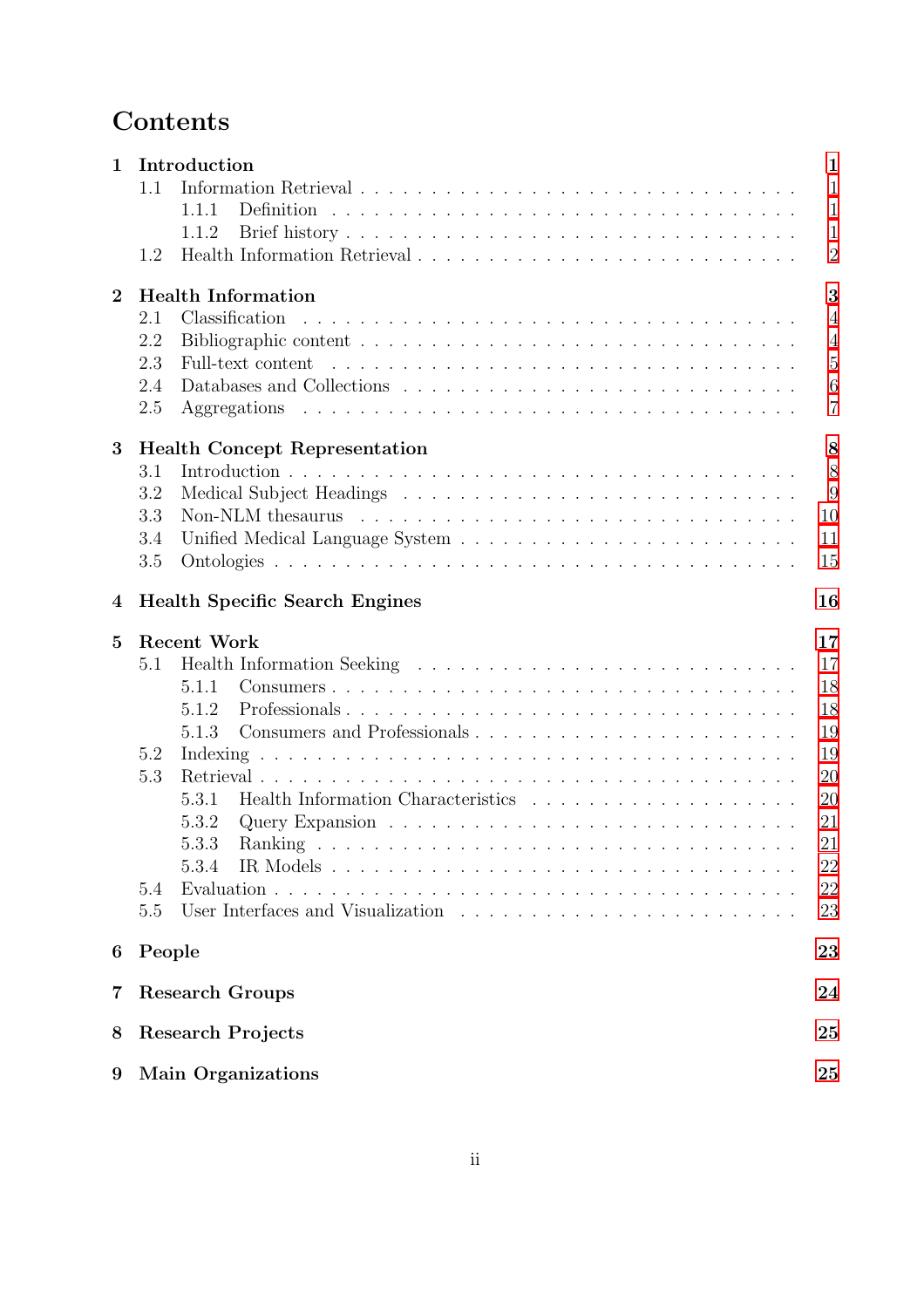# Contents

**1 Introduction** **1**
- 1.1 Information Retrieval . . . . . . . . . . . . . . . . . . . . . . . . . . . . . . . . . . 1
  - 1.1.1 Definition . . . . . . . . . . . . . . . . . . . . . . . . . . . . . . . . . . 1
  - 1.1.2 Brief history . . . . . . . . . . . . . . . . . . . . . . . . . . . . . . . . . 1
- 1.2 Health Information Retrieval . . . . . . . . . . . . . . . . . . . . . . . . . . . . 2

**2 Health Information** **3**
- 2.1 Classification . . . . . . . . . . . . . . . . . . . . . . . . . . . . . . . . . . . . 4
- 2.2 Bibliographic content . . . . . . . . . . . . . . . . . . . . . . . . . . . . . . . . 4
- 2.3 Full-text content . . . . . . . . . . . . . . . . . . . . . . . . . . . . . . . . . . 5
- 2.4 Databases and Collections . . . . . . . . . . . . . . . . . . . . . . . . . . . . . 6
- 2.5 Aggregations . . . . . . . . . . . . . . . . . . . . . . . . . . . . . . . . . . . . 7

**3 Health Concept Representation** **8**
- 3.1 Introduction . . . . . . . . . . . . . . . . . . . . . . . . . . . . . . . . . . . . . 8
- 3.2 Medical Subject Headings . . . . . . . . . . . . . . . . . . . . . . . . . . . . . 9
- 3.3 Non-NLM thesaurus . . . . . . . . . . . . . . . . . . . . . . . . . . . . . . . . 10
- 3.4 Unified Medical Language System . . . . . . . . . . . . . . . . . . . . . . . . . 11
- 3.5 Ontologies . . . . . . . . . . . . . . . . . . . . . . . . . . . . . . . . . . . . . . 15

**4 Health Specific Search Engines** **16**

**5 Recent Work** **17**
- 5.1 Health Information Seeking . . . . . . . . . . . . . . . . . . . . . . . . . . . . 17
  - 5.1.1 Consumers . . . . . . . . . . . . . . . . . . . . . . . . . . . . . . . . . . 18
  - 5.1.2 Professionals . . . . . . . . . . . . . . . . . . . . . . . . . . . . . . . . . 18
  - 5.1.3 Consumers and Professionals . . . . . . . . . . . . . . . . . . . . . . . . 19
- 5.2 Indexing . . . . . . . . . . . . . . . . . . . . . . . . . . . . . . . . . . . . . . . 19
- 5.3 Retrieval . . . . . . . . . . . . . . . . . . . . . . . . . . . . . . . . . . . . . . . 20
  - 5.3.1 Health Information Characteristics . . . . . . . . . . . . . . . . . . . . 20
  - 5.3.2 Query Expansion . . . . . . . . . . . . . . . . . . . . . . . . . . . . . . 21
  - 5.3.3 Ranking . . . . . . . . . . . . . . . . . . . . . . . . . . . . . . . . . . . 21
  - 5.3.4 IR Models . . . . . . . . . . . . . . . . . . . . . . . . . . . . . . . . . . 22
- 5.4 Evaluation . . . . . . . . . . . . . . . . . . . . . . . . . . . . . . . . . . . . . . 22
- 5.5 User Interfaces and Visualization . . . . . . . . . . . . . . . . . . . . . . . . . 23

**6 People** **23**

**7 Research Groups** **24**

**8 Research Projects** **25**

**9 Main Organizations** **25**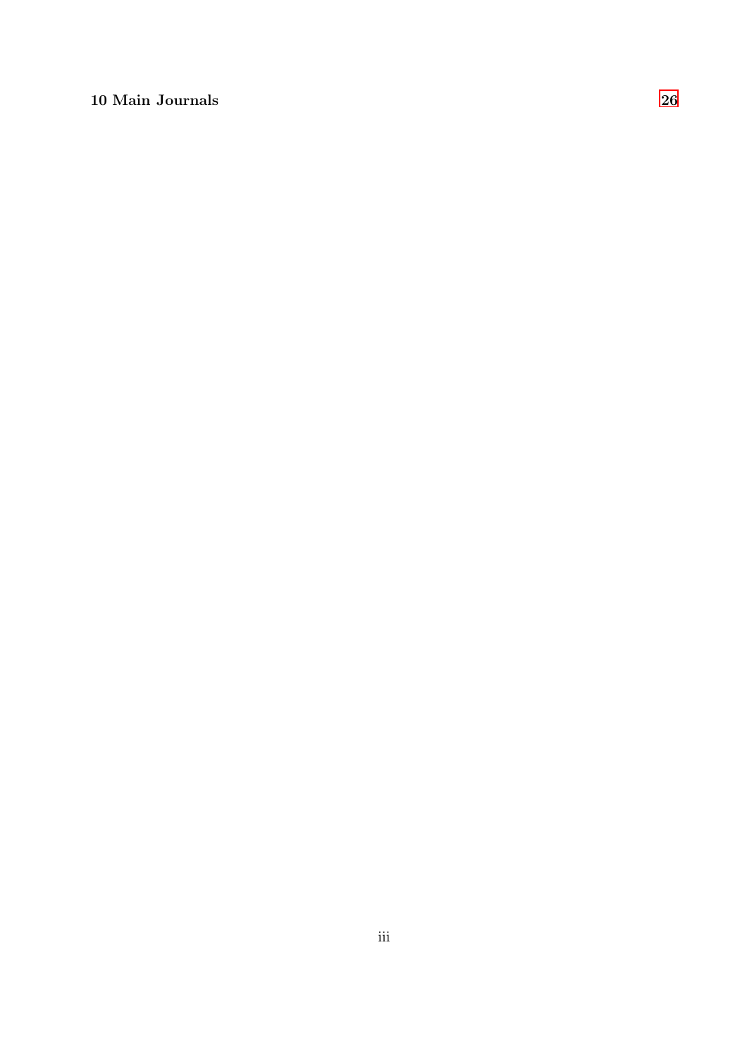**10 Main Journals** 26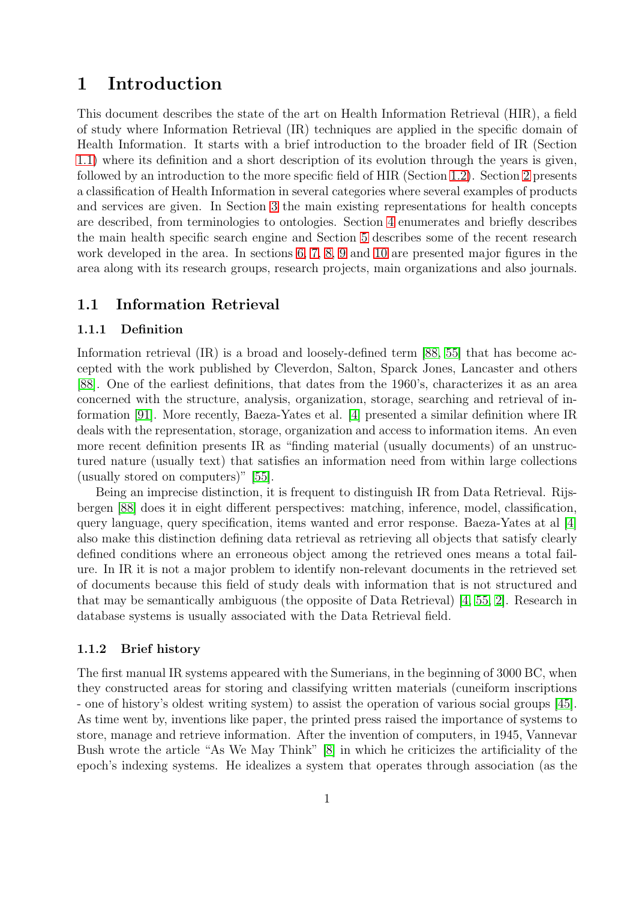# 1 Introduction

This document describes the state of the art on Health Information Retrieval (HIR), a field of study where Information Retrieval (IR) techniques are applied in the specific domain of Health Information. It starts with a brief introduction to the broader field of IR (Section 1.1) where its definition and a short description of its evolution through the years is given, followed by an introduction to the more specific field of HIR (Section 1.2). Section 2 presents a classification of Health Information in several categories where several examples of products and services are given. In Section 3 the main existing representations for health concepts are described, from terminologies to ontologies. Section 4 enumerates and briefly describes the main health specific search engine and Section 5 describes some of the recent research work developed in the area. In sections 6, 7, 8, 9 and 10 are presented major figures in the area along with its research groups, research projects, main organizations and also journals.

## 1.1 Information Retrieval

### 1.1.1 Definition

Information retrieval (IR) is a broad and loosely-defined term [88, 55] that has become accepted with the work published by Cleverdon, Salton, Sparck Jones, Lancaster and others [88]. One of the earliest definitions, that dates from the 1960's, characterizes it as an area concerned with the structure, analysis, organization, storage, searching and retrieval of information [91]. More recently, Baeza-Yates et al. [4] presented a similar definition where IR deals with the representation, storage, organization and access to information items. An even more recent definition presents IR as "finding material (usually documents) of an unstructured nature (usually text) that satisfies an information need from within large collections (usually stored on computers)" [55].

Being an imprecise distinction, it is frequent to distinguish IR from Data Retrieval. Rijsbergen [88] does it in eight different perspectives: matching, inference, model, classification, query language, query specification, items wanted and error response. Baeza-Yates at al [4] also make this distinction defining data retrieval as retrieving all objects that satisfy clearly defined conditions where an erroneous object among the retrieved ones means a total failure. In IR it is not a major problem to identify non-relevant documents in the retrieved set of documents because this field of study deals with information that is not structured and that may be semantically ambiguous (the opposite of Data Retrieval) [4, 55, 2]. Research in database systems is usually associated with the Data Retrieval field.

### 1.1.2 Brief history

The first manual IR systems appeared with the Sumerians, in the beginning of 3000 BC, when they constructed areas for storing and classifying written materials (cuneiform inscriptions - one of history's oldest writing system) to assist the operation of various social groups [45]. As time went by, inventions like paper, the printed press raised the importance of systems to store, manage and retrieve information. After the invention of computers, in 1945, Vannevar Bush wrote the article "As We May Think" [8] in which he criticizes the artificiality of the epoch's indexing systems. He idealizes a system that operates through association (as the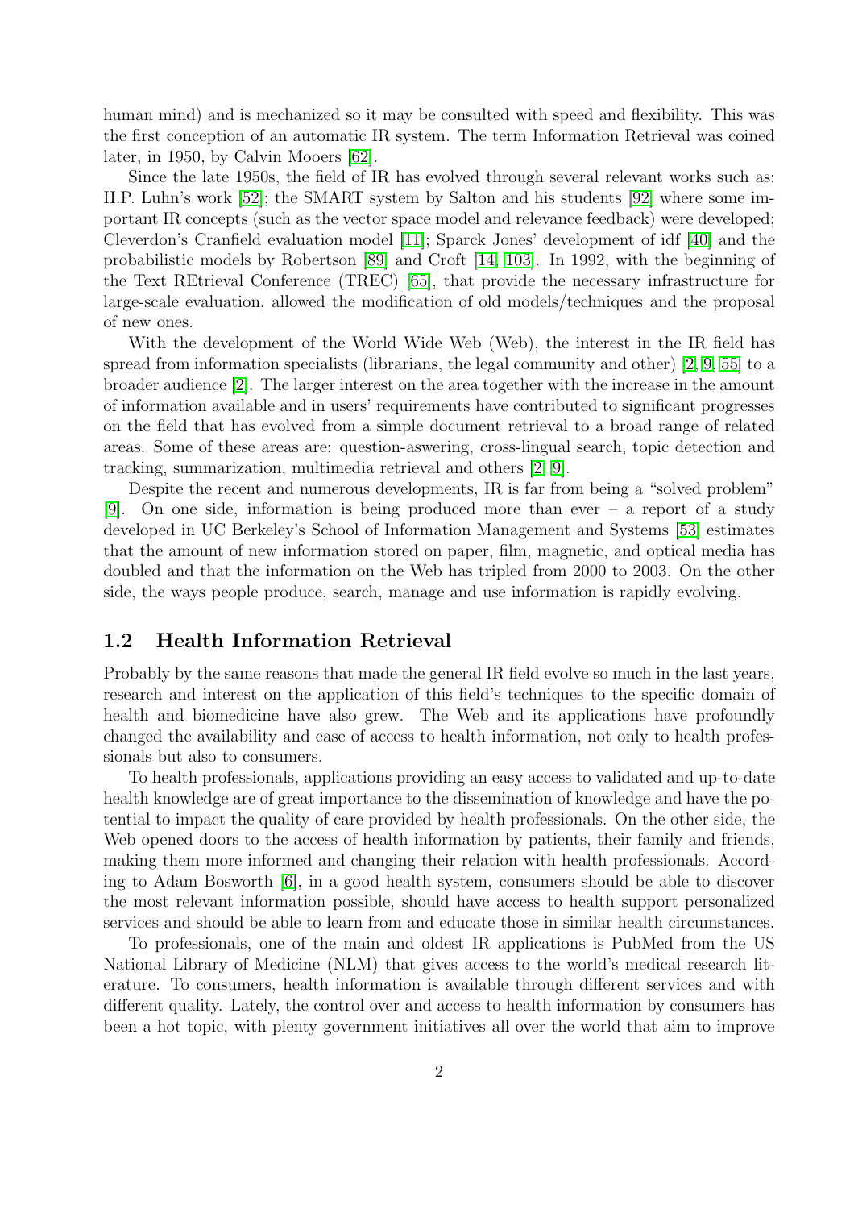human mind) and is mechanized so it may be consulted with speed and flexibility. This was the first conception of an automatic IR system. The term Information Retrieval was coined later, in 1950, by Calvin Mooers [62].

Since the late 1950s, the field of IR has evolved through several relevant works such as: H.P. Luhn's work [52]; the SMART system by Salton and his students [92] where some important IR concepts (such as the vector space model and relevance feedback) were developed; Cleverdon's Cranfield evaluation model [11]; Sparck Jones' development of idf [40] and the probabilistic models by Robertson [89] and Croft [14, 103]. In 1992, with the beginning of the Text REtrieval Conference (TREC) [65], that provide the necessary infrastructure for large-scale evaluation, allowed the modification of old models/techniques and the proposal of new ones.

With the development of the World Wide Web (Web), the interest in the IR field has spread from information specialists (librarians, the legal community and other) [2, 9, 55] to a broader audience [2]. The larger interest on the area together with the increase in the amount of information available and in users' requirements have contributed to significant progresses on the field that has evolved from a simple document retrieval to a broad range of related areas. Some of these areas are: question-aswering, cross-lingual search, topic detection and tracking, summarization, multimedia retrieval and others [2, 9].

Despite the recent and numerous developments, IR is far from being a "solved problem" [9]. On one side, information is being produced more than ever – a report of a study developed in UC Berkeley's School of Information Management and Systems [53] estimates that the amount of new information stored on paper, film, magnetic, and optical media has doubled and that the information on the Web has tripled from 2000 to 2003. On the other side, the ways people produce, search, manage and use information is rapidly evolving.

## 1.2 Health Information Retrieval

Probably by the same reasons that made the general IR field evolve so much in the last years, research and interest on the application of this field's techniques to the specific domain of health and biomedicine have also grew. The Web and its applications have profoundly changed the availability and ease of access to health information, not only to health professionals but also to consumers.

To health professionals, applications providing an easy access to validated and up-to-date health knowledge are of great importance to the dissemination of knowledge and have the potential to impact the quality of care provided by health professionals. On the other side, the Web opened doors to the access of health information by patients, their family and friends, making them more informed and changing their relation with health professionals. According to Adam Bosworth [6], in a good health system, consumers should be able to discover the most relevant information possible, should have access to health support personalized services and should be able to learn from and educate those in similar health circumstances.

To professionals, one of the main and oldest IR applications is PubMed from the US National Library of Medicine (NLM) that gives access to the world's medical research literature. To consumers, health information is available through different services and with different quality. Lately, the control over and access to health information by consumers has been a hot topic, with plenty government initiatives all over the world that aim to improve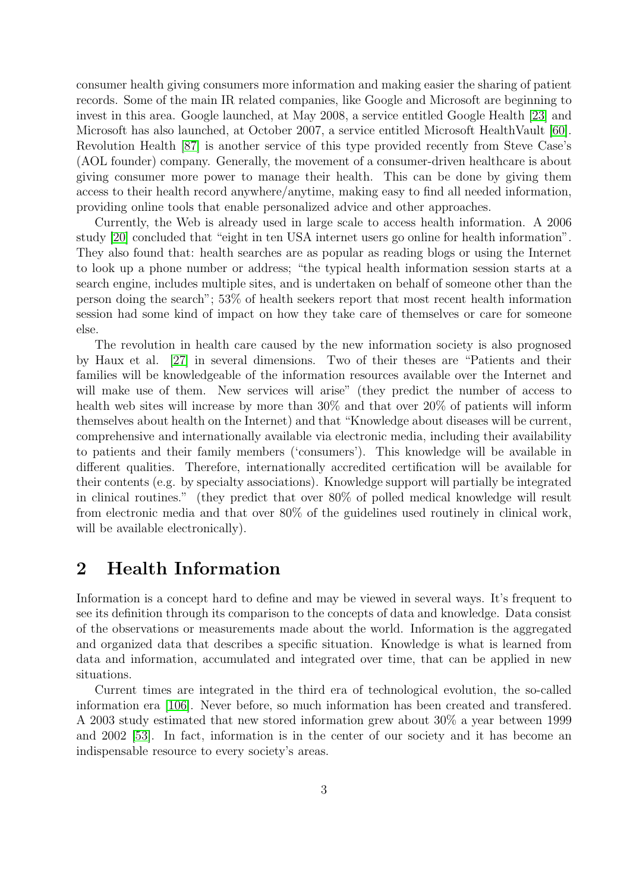consumer health giving consumers more information and making easier the sharing of patient records. Some of the main IR related companies, like Google and Microsoft are beginning to invest in this area. Google launched, at May 2008, a service entitled Google Health [23] and Microsoft has also launched, at October 2007, a service entitled Microsoft HealthVault [60]. Revolution Health [87] is another service of this type provided recently from Steve Case's (AOL founder) company. Generally, the movement of a consumer-driven healthcare is about giving consumer more power to manage their health. This can be done by giving them access to their health record anywhere/anytime, making easy to find all needed information, providing online tools that enable personalized advice and other approaches.

Currently, the Web is already used in large scale to access health information. A 2006 study [20] concluded that "eight in ten USA internet users go online for health information". They also found that: health searches are as popular as reading blogs or using the Internet to look up a phone number or address; "the typical health information session starts at a search engine, includes multiple sites, and is undertaken on behalf of someone other than the person doing the search"; 53% of health seekers report that most recent health information session had some kind of impact on how they take care of themselves or care for someone else.

The revolution in health care caused by the new information society is also prognosed by Haux et al. [27] in several dimensions. Two of their theses are "Patients and their families will be knowledgeable of the information resources available over the Internet and will make use of them. New services will arise" (they predict the number of access to health web sites will increase by more than 30% and that over 20% of patients will inform themselves about health on the Internet) and that "Knowledge about diseases will be current, comprehensive and internationally available via electronic media, including their availability to patients and their family members ('consumers'). This knowledge will be available in different qualities. Therefore, internationally accredited certification will be available for their contents (e.g. by specialty associations). Knowledge support will partially be integrated in clinical routines." (they predict that over 80% of polled medical knowledge will result from electronic media and that over 80% of the guidelines used routinely in clinical work, will be available electronically).

# 2 Health Information

Information is a concept hard to define and may be viewed in several ways. It's frequent to see its definition through its comparison to the concepts of data and knowledge. Data consist of the observations or measurements made about the world. Information is the aggregated and organized data that describes a specific situation. Knowledge is what is learned from data and information, accumulated and integrated over time, that can be applied in new situations.

Current times are integrated in the third era of technological evolution, the so-called information era [106]. Never before, so much information has been created and transfered. A 2003 study estimated that new stored information grew about 30% a year between 1999 and 2002 [53]. In fact, information is in the center of our society and it has become an indispensable resource to every society's areas.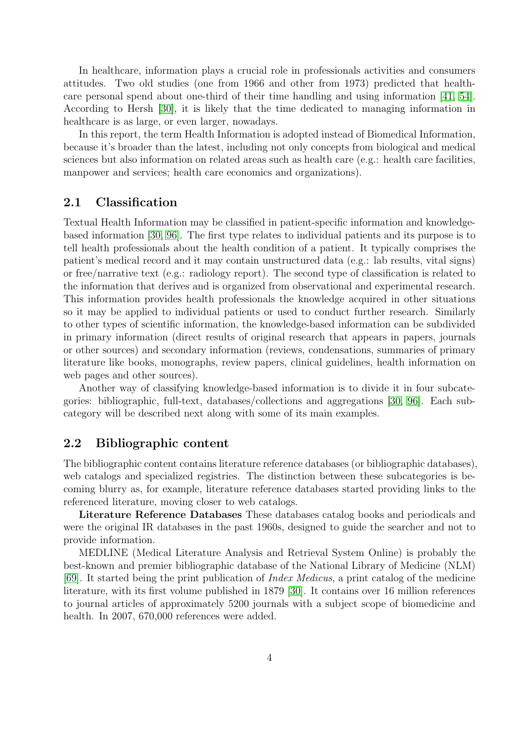In healthcare, information plays a crucial role in professionals activities and consumers attitudes. Two old studies (one from 1966 and other from 1973) predicted that healthcare personal spend about one-third of their time handling and using information [41, 54]. According to Hersh [30], it is likely that the time dedicated to managing information in healthcare is as large, or even larger, nowadays.

In this report, the term Health Information is adopted instead of Biomedical Information, because it's broader than the latest, including not only concepts from biological and medical sciences but also information on related areas such as health care (e.g.: health care facilities, manpower and services; health care economics and organizations).

## 2.1 Classification

Textual Health Information may be classified in patient-specific information and knowledge-based information [30, 96]. The first type relates to individual patients and its purpose is to tell health professionals about the health condition of a patient. It typically comprises the patient's medical record and it may contain unstructured data (e.g.: lab results, vital signs) or free/narrative text (e.g.: radiology report). The second type of classification is related to the information that derives and is organized from observational and experimental research. This information provides health professionals the knowledge acquired in other situations so it may be applied to individual patients or used to conduct further research. Similarly to other types of scientific information, the knowledge-based information can be subdivided in primary information (direct results of original research that appears in papers, journals or other sources) and secondary information (reviews, condensations, summaries of primary literature like books, monographs, review papers, clinical guidelines, health information on web pages and other sources).

Another way of classifying knowledge-based information is to divide it in four subcategories: bibliographic, full-text, databases/collections and aggregations [30, 96]. Each subcategory will be described next along with some of its main examples.

## 2.2 Bibliographic content

The bibliographic content contains literature reference databases (or bibliographic databases), web catalogs and specialized registries. The distinction between these subcategories is becoming blurry as, for example, literature reference databases started providing links to the referenced literature, moving closer to web catalogs.

**Literature Reference Databases** These databases catalog books and periodicals and were the original IR databases in the past 1960s, designed to guide the searcher and not to provide information.

MEDLINE (Medical Literature Analysis and Retrieval System Online) is probably the best-known and premier bibliographic database of the National Library of Medicine (NLM) [69]. It started being the print publication of *Index Medicus*, a print catalog of the medicine literature, with its first volume published in 1879 [30]. It contains over 16 million references to journal articles of approximately 5200 journals with a subject scope of biomedicine and health. In 2007, 670,000 references were added.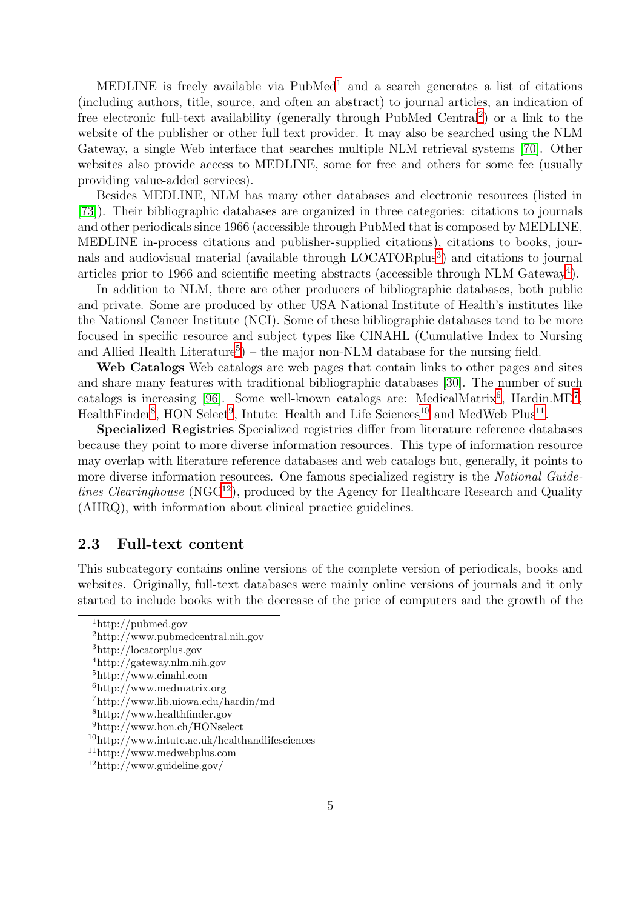MEDLINE is freely available via PubMed[1] and a search generates a list of citations (including authors, title, source, and often an abstract) to journal articles, an indication of free electronic full-text availability (generally through PubMed Central[2]) or a link to the website of the publisher or other full text provider. It may also be searched using the NLM Gateway, a single Web interface that searches multiple NLM retrieval systems [70]. Other websites also provide access to MEDLINE, some for free and others for some fee (usually providing value-added services).

Besides MEDLINE, NLM has many other databases and electronic resources (listed in [73]). Their bibliographic databases are organized in three categories: citations to journals and other periodicals since 1966 (accessible through PubMed that is composed by MEDLINE, MEDLINE in-process citations and publisher-supplied citations), citations to books, journals and audiovisual material (available through LOCATORplus[3]) and citations to journal articles prior to 1966 and scientific meeting abstracts (accessible through NLM Gateway[4]).

In addition to NLM, there are other producers of bibliographic databases, both public and private. Some are produced by other USA National Institute of Health's institutes like the National Cancer Institute (NCI). Some of these bibliographic databases tend to be more focused in specific resource and subject types like CINAHL (Cumulative Index to Nursing and Allied Health Literature[5]) – the major non-NLM database for the nursing field.

**Web Catalogs** Web catalogs are web pages that contain links to other pages and sites and share many features with traditional bibliographic databases [30]. The number of such catalogs is increasing [96]. Some well-known catalogs are: MedicalMatrix[6], Hardin.MD[7], HealthFinder[8], HON Select[9], Intute: Health and Life Sciences[10] and MedWeb Plus[11].

**Specialized Registries** Specialized registries differ from literature reference databases because they point to more diverse information resources. This type of information resource may overlap with literature reference databases and web catalogs but, generally, it points to more diverse information resources. One famous specialized registry is the *National Guidelines Clearinghouse* (NGC[12]), produced by the Agency for Healthcare Research and Quality (AHRQ), with information about clinical practice guidelines.

## 2.3 Full-text content

This subcategory contains online versions of the complete version of periodicals, books and websites. Originally, full-text databases were mainly online versions of journals and it only started to include books with the decrease of the price of computers and the growth of the

---

[1] http://pubmed.gov
[2] http://www.pubmedcentral.nih.gov
[3] http://locatorplus.gov
[4] http://gateway.nlm.nih.gov
[5] http://www.cinahl.com
[6] http://www.medmatrix.org
[7] http://www.lib.uiowa.edu/hardin/md
[8] http://www.healthfinder.gov
[9] http://www.hon.ch/HONselect
[10] http://www.intute.ac.uk/healthandlifesciences
[11] http://www.medwebplus.com
[12] http://www.guideline.gov/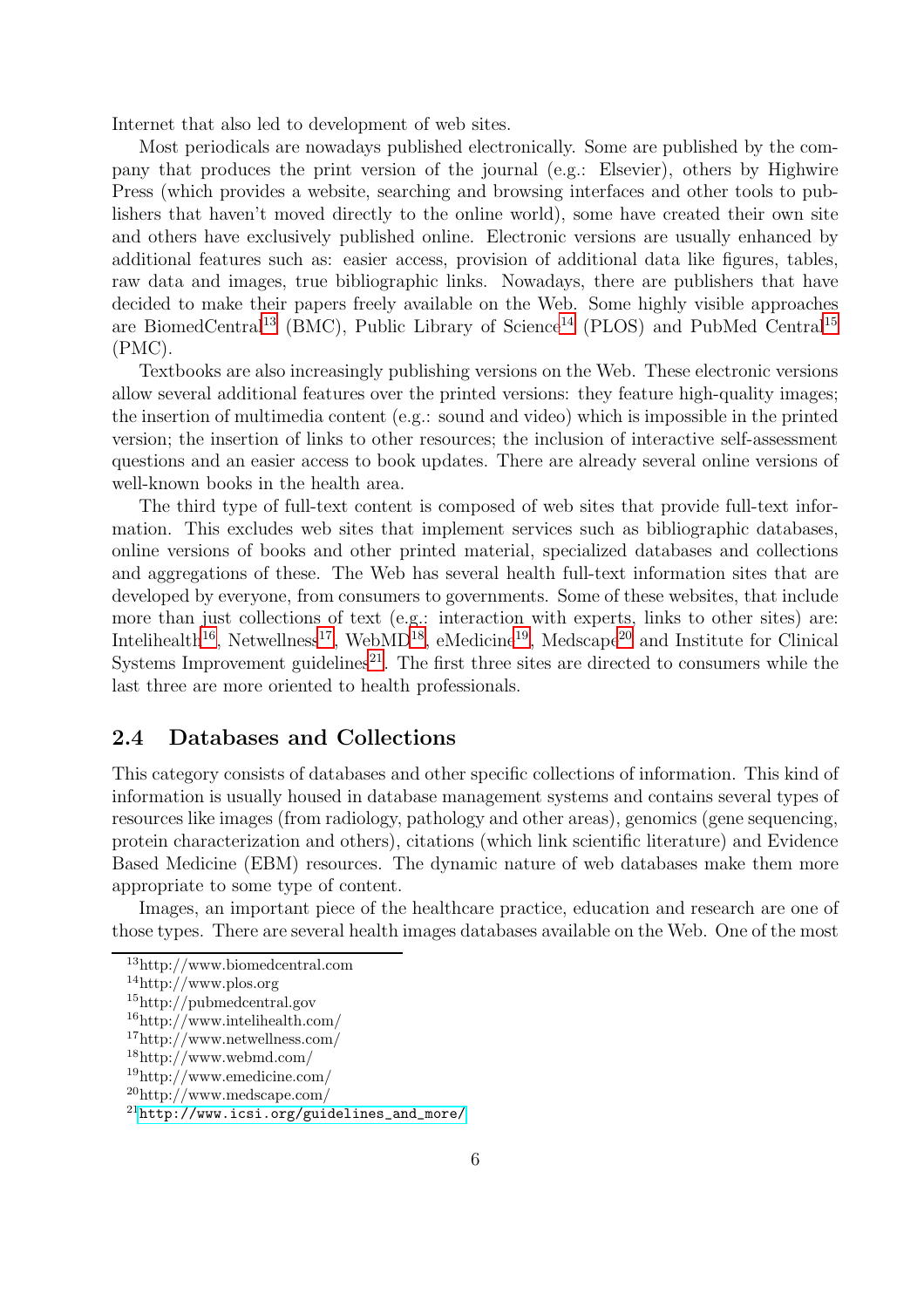Internet that also led to development of web sites.

Most periodicals are nowadays published electronically. Some are published by the company that produces the print version of the journal (e.g.: Elsevier), others by Highwire Press (which provides a website, searching and browsing interfaces and other tools to publishers that haven't moved directly to the online world), some have created their own site and others have exclusively published online. Electronic versions are usually enhanced by additional features such as: easier access, provision of additional data like figures, tables, raw data and images, true bibliographic links. Nowadays, there are publishers that have decided to make their papers freely available on the Web. Some highly visible approaches are BiomedCentral[13] (BMC), Public Library of Science[14] (PLOS) and PubMed Central[15] (PMC).

Textbooks are also increasingly publishing versions on the Web. These electronic versions allow several additional features over the printed versions: they feature high-quality images; the insertion of multimedia content (e.g.: sound and video) which is impossible in the printed version; the insertion of links to other resources; the inclusion of interactive self-assessment questions and an easier access to book updates. There are already several online versions of well-known books in the health area.

The third type of full-text content is composed of web sites that provide full-text information. This excludes web sites that implement services such as bibliographic databases, online versions of books and other printed material, specialized databases and collections and aggregations of these. The Web has several health full-text information sites that are developed by everyone, from consumers to governments. Some of these websites, that include more than just collections of text (e.g.: interaction with experts, links to other sites) are: Intelihealth[16], Netwellness[17], WebMD[18], eMedicine[19], Medscape[20] and Institute for Clinical Systems Improvement guidelines[21]. The first three sites are directed to consumers while the last three are more oriented to health professionals.

## 2.4 Databases and Collections

This category consists of databases and other specific collections of information. This kind of information is usually housed in database management systems and contains several types of resources like images (from radiology, pathology and other areas), genomics (gene sequencing, protein characterization and others), citations (which link scientific literature) and Evidence Based Medicine (EBM) resources. The dynamic nature of web databases make them more appropriate to some type of content.

Images, an important piece of the healthcare practice, education and research are one of those types. There are several health images databases available on the Web. One of the most

---

[13] http://www.biomedcentral.com

[14] http://www.plos.org

[15] http://pubmedcentral.gov

[16] http://www.intelihealth.com/

[17] http://www.netwellness.com/

[18] http://www.webmd.com/

[19] http://www.emedicine.com/

[20] http://www.medscape.com/

[21] http://www.icsi.org/guidelines_and_more/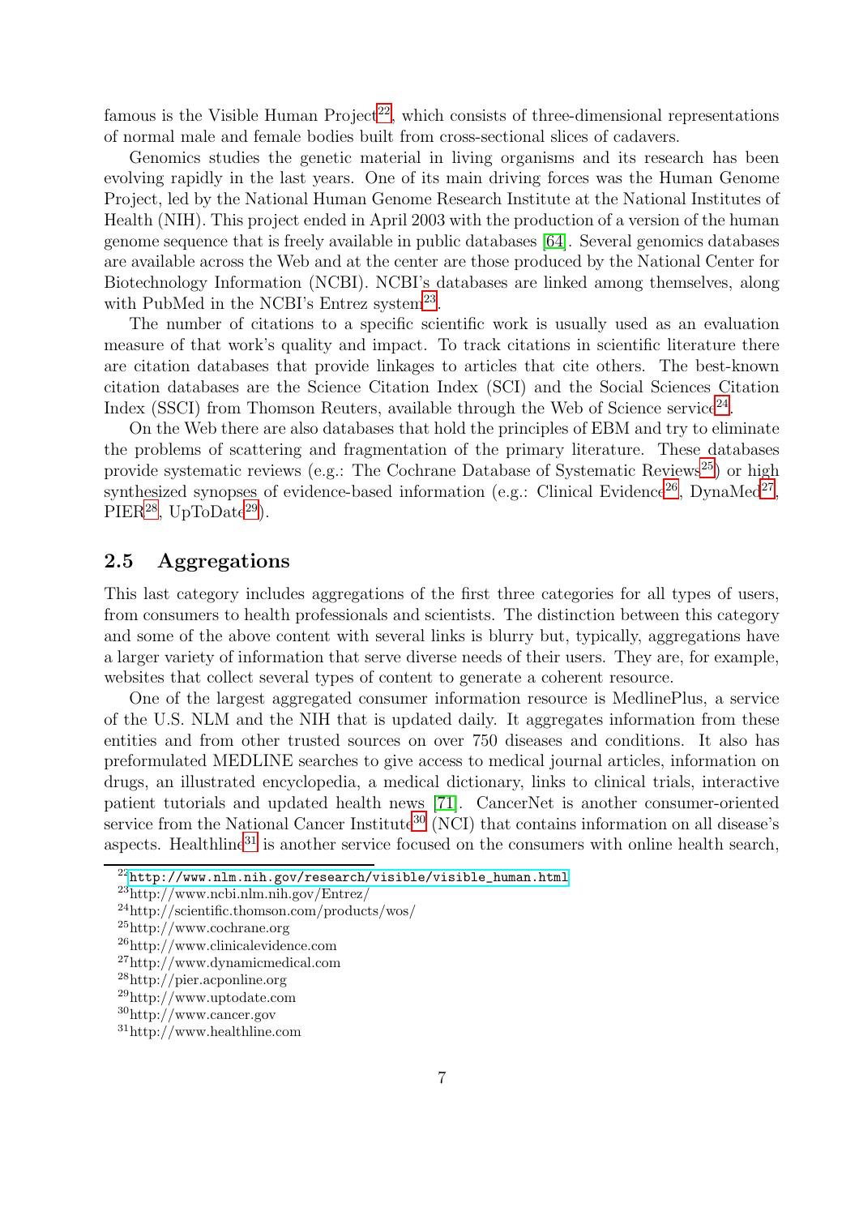famous is the Visible Human Project[22], which consists of three-dimensional representations of normal male and female bodies built from cross-sectional slices of cadavers.

Genomics studies the genetic material in living organisms and its research has been evolving rapidly in the last years. One of its main driving forces was the Human Genome Project, led by the National Human Genome Research Institute at the National Institutes of Health (NIH). This project ended in April 2003 with the production of a version of the human genome sequence that is freely available in public databases [64]. Several genomics databases are available across the Web and at the center are those produced by the National Center for Biotechnology Information (NCBI). NCBI's databases are linked among themselves, along with PubMed in the NCBI's Entrez system[23].

The number of citations to a specific scientific work is usually used as an evaluation measure of that work's quality and impact. To track citations in scientific literature there are citation databases that provide linkages to articles that cite others. The best-known citation databases are the Science Citation Index (SCI) and the Social Sciences Citation Index (SSCI) from Thomson Reuters, available through the Web of Science service[24].

On the Web there are also databases that hold the principles of EBM and try to eliminate the problems of scattering and fragmentation of the primary literature. These databases provide systematic reviews (e.g.: The Cochrane Database of Systematic Reviews[25]) or high synthesized synopses of evidence-based information (e.g.: Clinical Evidence[26], DynaMed[27], PIER[28], UpToDate[29]).

## 2.5 Aggregations

This last category includes aggregations of the first three categories for all types of users, from consumers to health professionals and scientists. The distinction between this category and some of the above content with several links is blurry but, typically, aggregations have a larger variety of information that serve diverse needs of their users. They are, for example, websites that collect several types of content to generate a coherent resource.

One of the largest aggregated consumer information resource is MedlinePlus, a service of the U.S. NLM and the NIH that is updated daily. It aggregates information from these entities and from other trusted sources on over 750 diseases and conditions. It also has preformulated MEDLINE searches to give access to medical journal articles, information on drugs, an illustrated encyclopedia, a medical dictionary, links to clinical trials, interactive patient tutorials and updated health news [71]. CancerNet is another consumer-oriented service from the National Cancer Institute[30] (NCI) that contains information on all disease's aspects. Healthline[31] is another service focused on the consumers with online health search,

---

[22] http://www.nlm.nih.gov/research/visible/visible_human.html
[23] http://www.ncbi.nlm.nih.gov/Entrez/
[24] http://scientific.thomson.com/products/wos/
[25] http://www.cochrane.org
[26] http://www.clinicalevidence.com
[27] http://www.dynamicmedical.com
[28] http://pier.acponline.org
[29] http://www.uptodate.com
[30] http://www.cancer.gov
[31] http://www.healthline.com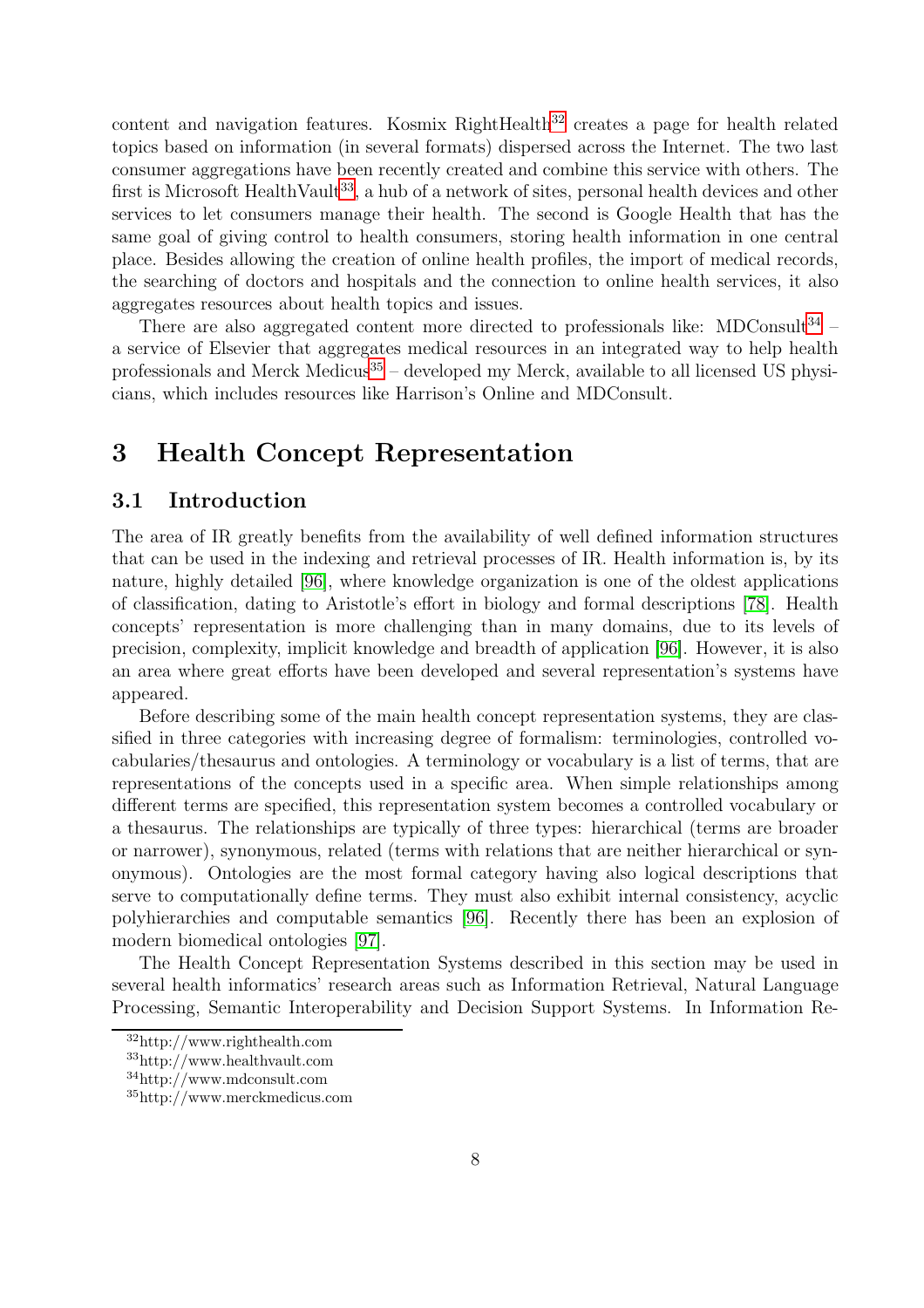content and navigation features. Kosmix RightHealth[32] creates a page for health related topics based on information (in several formats) dispersed across the Internet. The two last consumer aggregations have been recently created and combine this service with others. The first is Microsoft HealthVault[33], a hub of a network of sites, personal health devices and other services to let consumers manage their health. The second is Google Health that has the same goal of giving control to health consumers, storing health information in one central place. Besides allowing the creation of online health profiles, the import of medical records, the searching of doctors and hospitals and the connection to online health services, it also aggregates resources about health topics and issues.

There are also aggregated content more directed to professionals like: MDConsult[34] – a service of Elsevier that aggregates medical resources in an integrated way to help health professionals and Merck Medicus[35] – developed my Merck, available to all licensed US physicians, which includes resources like Harrison's Online and MDConsult.

# 3 Health Concept Representation

## 3.1 Introduction

The area of IR greatly benefits from the availability of well defined information structures that can be used in the indexing and retrieval processes of IR. Health information is, by its nature, highly detailed [96], where knowledge organization is one of the oldest applications of classification, dating to Aristotle's effort in biology and formal descriptions [78]. Health concepts' representation is more challenging than in many domains, due to its levels of precision, complexity, implicit knowledge and breadth of application [96]. However, it is also an area where great efforts have been developed and several representation's systems have appeared.

Before describing some of the main health concept representation systems, they are classified in three categories with increasing degree of formalism: terminologies, controlled vocabularies/thesaurus and ontologies. A terminology or vocabulary is a list of terms, that are representations of the concepts used in a specific area. When simple relationships among different terms are specified, this representation system becomes a controlled vocabulary or a thesaurus. The relationships are typically of three types: hierarchical (terms are broader or narrower), synonymous, related (terms with relations that are neither hierarchical or synonymous). Ontologies are the most formal category having also logical descriptions that serve to computationally define terms. They must also exhibit internal consistency, acyclic polyhierarchies and computable semantics [96]. Recently there has been an explosion of modern biomedical ontologies [97].

The Health Concept Representation Systems described in this section may be used in several health informatics' research areas such as Information Retrieval, Natural Language Processing, Semantic Interoperability and Decision Support Systems. In Information Re-

[32] http://www.righthealth.com

[33] http://www.healthvault.com

[34] http://www.mdconsult.com

[35] http://www.merckmedicus.com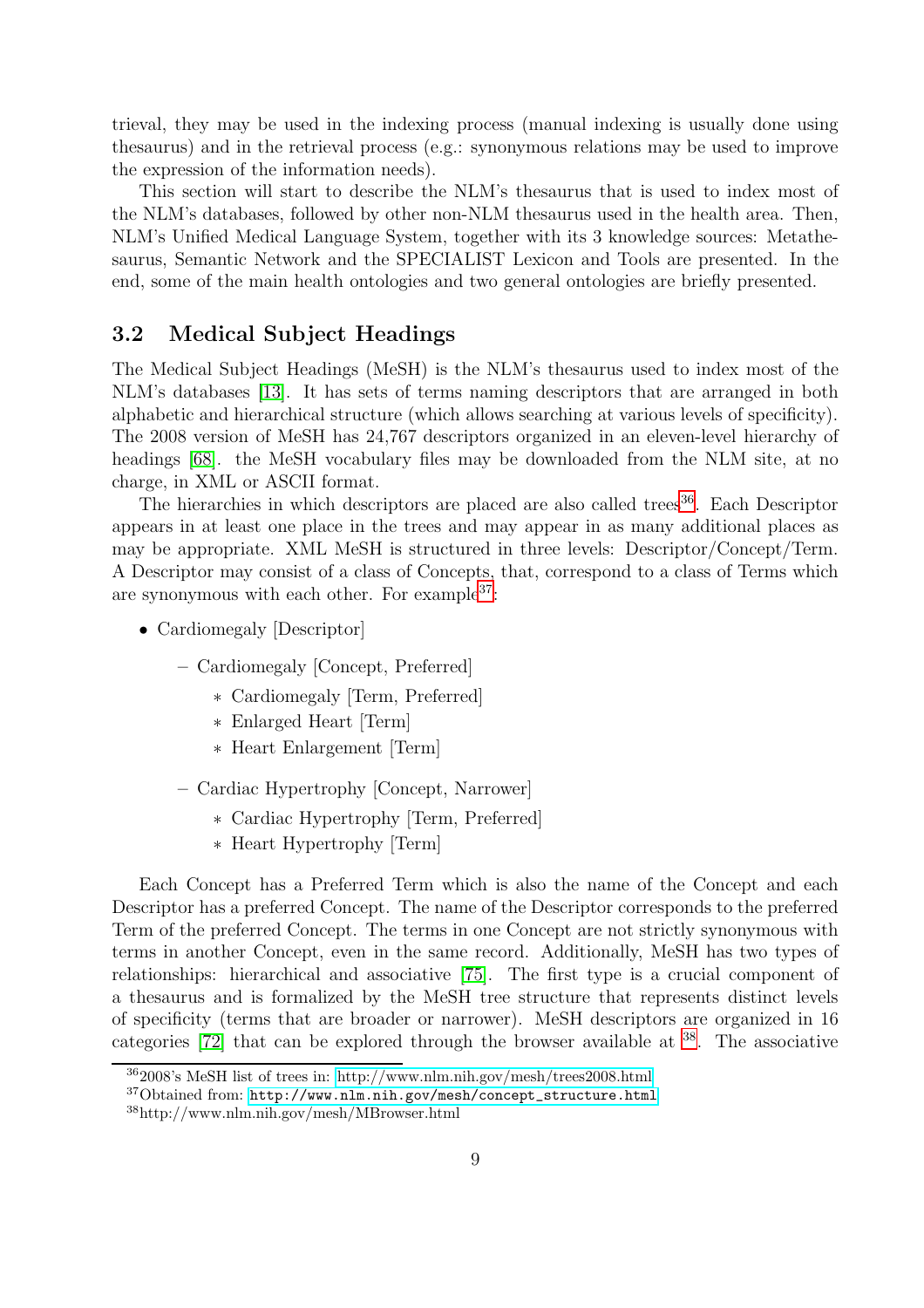trieval, they may be used in the indexing process (manual indexing is usually done using thesaurus) and in the retrieval process (e.g.: synonymous relations may be used to improve the expression of the information needs).

This section will start to describe the NLM's thesaurus that is used to index most of the NLM's databases, followed by other non-NLM thesaurus used in the health area. Then, NLM's Unified Medical Language System, together with its 3 knowledge sources: Metathesaurus, Semantic Network and the SPECIALIST Lexicon and Tools are presented. In the end, some of the main health ontologies and two general ontologies are briefly presented.

## 3.2 Medical Subject Headings

The Medical Subject Headings (MeSH) is the NLM's thesaurus used to index most of the NLM's databases [13]. It has sets of terms naming descriptors that are arranged in both alphabetic and hierarchical structure (which allows searching at various levels of specificity). The 2008 version of MeSH has 24,767 descriptors organized in an eleven-level hierarchy of headings [68]. the MeSH vocabulary files may be downloaded from the NLM site, at no charge, in XML or ASCII format.

The hierarchies in which descriptors are placed are also called trees[36]. Each Descriptor appears in at least one place in the trees and may appear in as many additional places as may be appropriate. XML MeSH is structured in three levels: Descriptor/Concept/Term. A Descriptor may consist of a class of Concepts, that, correspond to a class of Terms which are synonymous with each other. For example[37]:

- Cardiomegaly [Descriptor]
  - Cardiomegaly [Concept, Preferred]
    - Cardiomegaly [Term, Preferred]
    - Enlarged Heart [Term]
    - Heart Enlargement [Term]
  - Cardiac Hypertrophy [Concept, Narrower]
    - Cardiac Hypertrophy [Term, Preferred]
    - Heart Hypertrophy [Term]

Each Concept has a Preferred Term which is also the name of the Concept and each Descriptor has a preferred Concept. The name of the Descriptor corresponds to the preferred Term of the preferred Concept. The terms in one Concept are not strictly synonymous with terms in another Concept, even in the same record. Additionally, MeSH has two types of relationships: hierarchical and associative [75]. The first type is a crucial component of a thesaurus and is formalized by the MeSH tree structure that represents distinct levels of specificity (terms that are broader or narrower). MeSH descriptors are organized in 16 categories [72] that can be explored through the browser available at [38]. The associative

[36] 2008's MeSH list of trees in: http://www.nlm.nih.gov/mesh/trees2008.html

[37] Obtained from: `http://www.nlm.nih.gov/mesh/concept_structure.html`

[38] http://www.nlm.nih.gov/mesh/MBrowser.html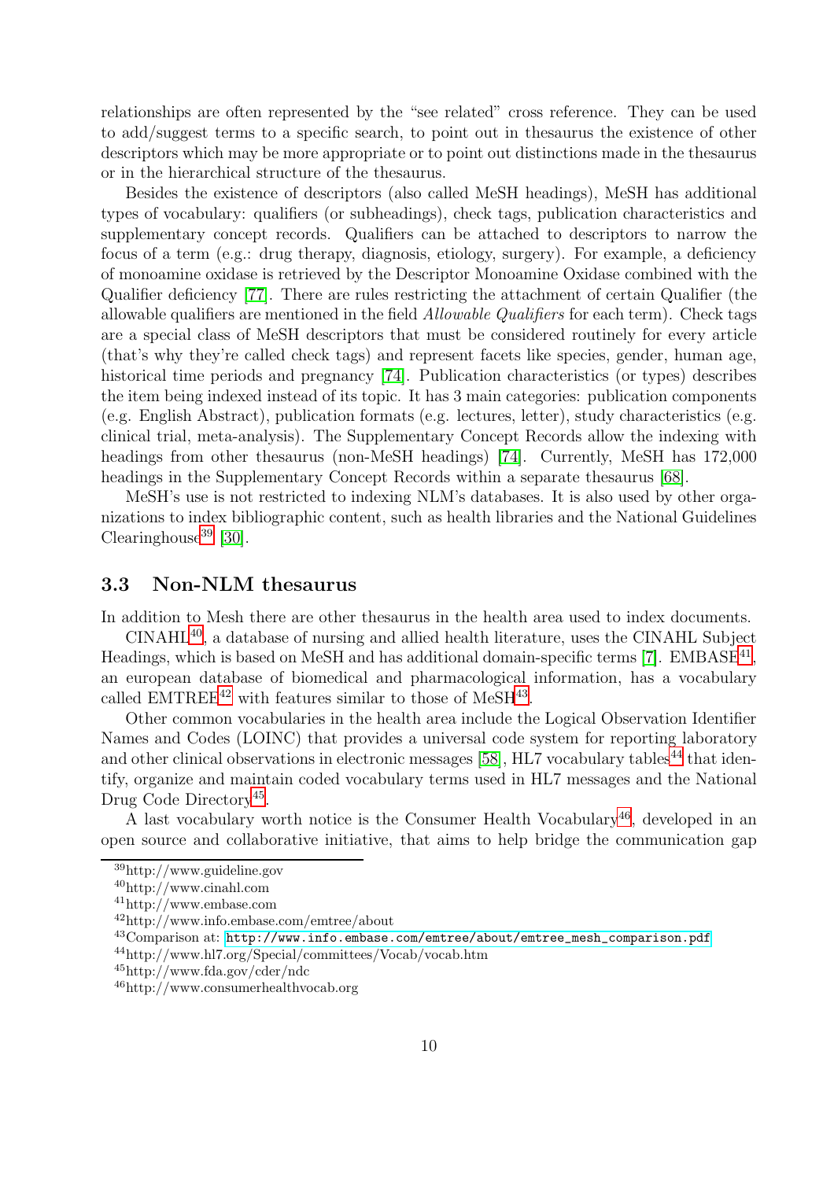relationships are often represented by the "see related" cross reference. They can be used to add/suggest terms to a specific search, to point out in thesaurus the existence of other descriptors which may be more appropriate or to point out distinctions made in the thesaurus or in the hierarchical structure of the thesaurus.

Besides the existence of descriptors (also called MeSH headings), MeSH has additional types of vocabulary: qualifiers (or subheadings), check tags, publication characteristics and supplementary concept records. Qualifiers can be attached to descriptors to narrow the focus of a term (e.g.: drug therapy, diagnosis, etiology, surgery). For example, a deficiency of monoamine oxidase is retrieved by the Descriptor Monoamine Oxidase combined with the Qualifier deficiency [77]. There are rules restricting the attachment of certain Qualifier (the allowable qualifiers are mentioned in the field *Allowable Qualifiers* for each term). Check tags are a special class of MeSH descriptors that must be considered routinely for every article (that's why they're called check tags) and represent facets like species, gender, human age, historical time periods and pregnancy [74]. Publication characteristics (or types) describes the item being indexed instead of its topic. It has 3 main categories: publication components (e.g. English Abstract), publication formats (e.g. lectures, letter), study characteristics (e.g. clinical trial, meta-analysis). The Supplementary Concept Records allow the indexing with headings from other thesaurus (non-MeSH headings) [74]. Currently, MeSH has 172,000 headings in the Supplementary Concept Records within a separate thesaurus [68].

MeSH's use is not restricted to indexing NLM's databases. It is also used by other organizations to index bibliographic content, such as health libraries and the National Guidelines Clearinghouse[39] [30].

### 3.3 Non-NLM thesaurus

In addition to Mesh there are other thesaurus in the health area used to index documents.

CINAHL[40], a database of nursing and allied health literature, uses the CINAHL Subject Headings, which is based on MeSH and has additional domain-specific terms [7]. EMBASE[41], an european database of biomedical and pharmacological information, has a vocabulary called EMTREE[42] with features similar to those of MeSH[43].

Other common vocabularies in the health area include the Logical Observation Identifier Names and Codes (LOINC) that provides a universal code system for reporting laboratory and other clinical observations in electronic messages [58], HL7 vocabulary tables[44] that identify, organize and maintain coded vocabulary terms used in HL7 messages and the National Drug Code Directory[45].

A last vocabulary worth notice is the Consumer Health Vocabulary[46], developed in an open source and collaborative initiative, that aims to help bridge the communication gap

---

[39] http://www.guideline.gov

[40] http://www.cinahl.com

[41] http://www.embase.com

[42] http://www.info.embase.com/emtree/about

[43] Comparison at: `http://www.info.embase.com/emtree/about/emtree_mesh_comparison.pdf`

[44] http://www.hl7.org/Special/committees/Vocab/vocab.htm

[45] http://www.fda.gov/cder/ndc

[46] http://www.consumerhealthvocab.org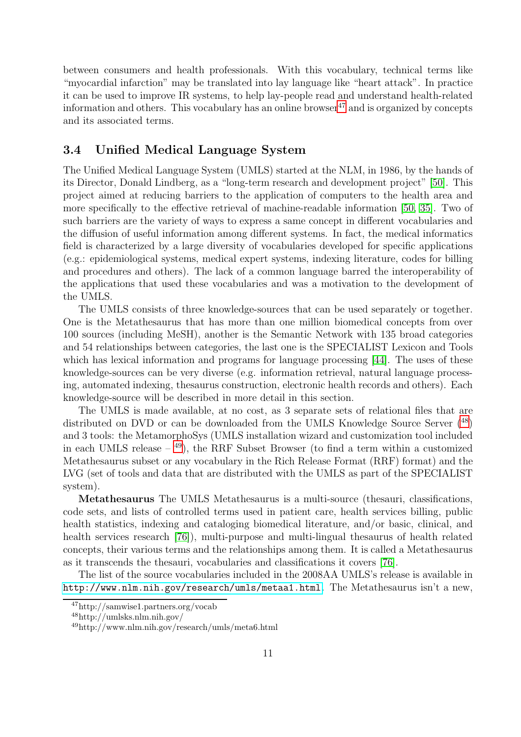between consumers and health professionals. With this vocabulary, technical terms like "myocardial infarction" may be translated into lay language like "heart attack". In practice it can be used to improve IR systems, to help lay-people read and understand health-related information and others. This vocabulary has an online browser[47] and is organized by concepts and its associated terms.

### 3.4 Unified Medical Language System

The Unified Medical Language System (UMLS) started at the NLM, in 1986, by the hands of its Director, Donald Lindberg, as a "long-term research and development project" [50]. This project aimed at reducing barriers to the application of computers to the health area and more specifically to the effective retrieval of machine-readable information [50, 35]. Two of such barriers are the variety of ways to express a same concept in different vocabularies and the diffusion of useful information among different systems. In fact, the medical informatics field is characterized by a large diversity of vocabularies developed for specific applications (e.g.: epidemiological systems, medical expert systems, indexing literature, codes for billing and procedures and others). The lack of a common language barred the interoperability of the applications that used these vocabularies and was a motivation to the development of the UMLS.

The UMLS consists of three knowledge-sources that can be used separately or together. One is the Metathesaurus that has more than one million biomedical concepts from over 100 sources (including MeSH), another is the Semantic Network with 135 broad categories and 54 relationships between categories, the last one is the SPECIALIST Lexicon and Tools which has lexical information and programs for language processing [44]. The uses of these knowledge-sources can be very diverse (e.g. information retrieval, natural language processing, automated indexing, thesaurus construction, electronic health records and others). Each knowledge-source will be described in more detail in this section.

The UMLS is made available, at no cost, as 3 separate sets of relational files that are distributed on DVD or can be downloaded from the UMLS Knowledge Source Server ([48]) and 3 tools: the MetamorphoSys (UMLS installation wizard and customization tool included in each UMLS release – [49]), the RRF Subset Browser (to find a term within a customized Metathesaurus subset or any vocabulary in the Rich Release Format (RRF) format) and the LVG (set of tools and data that are distributed with the UMLS as part of the SPECIALIST system).

**Metathesaurus** The UMLS Metathesaurus is a multi-source (thesauri, classifications, code sets, and lists of controlled terms used in patient care, health services billing, public health statistics, indexing and cataloging biomedical literature, and/or basic, clinical, and health services research [76]), multi-purpose and multi-lingual thesaurus of health related concepts, their various terms and the relationships among them. It is called a Metathesaurus as it transcends the thesauri, vocabularies and classifications it covers [76].

The list of the source vocabularies included in the 2008AA UMLS's release is available in `http://www.nlm.nih.gov/research/umls/metaa1.html`. The Metathesaurus isn't a new,

[47] http://samwise1.partners.org/vocab

[48] http://umlsks.nlm.nih.gov/

[49] http://www.nlm.nih.gov/research/umls/meta6.html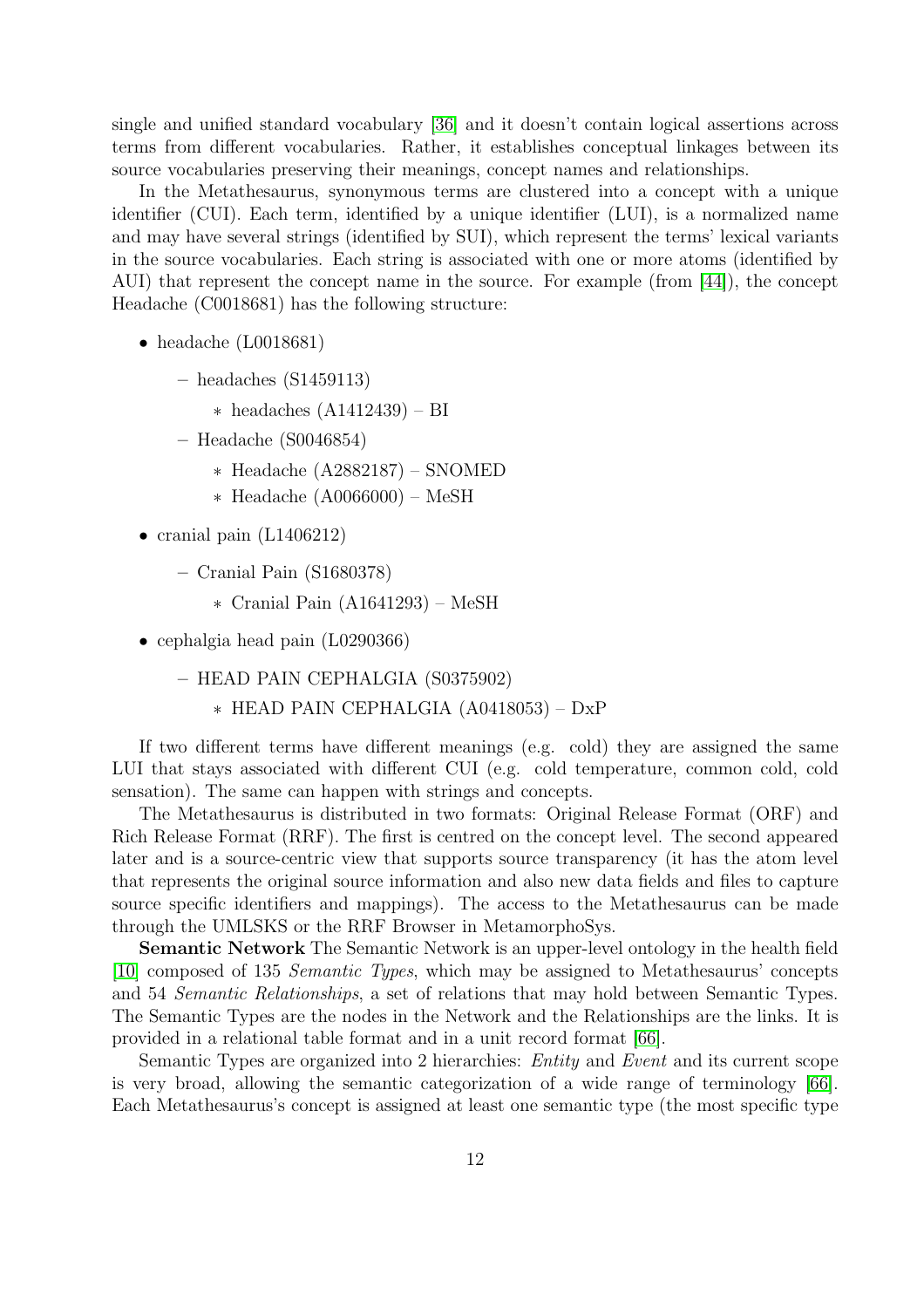single and unified standard vocabulary [36] and it doesn't contain logical assertions across terms from different vocabularies. Rather, it establishes conceptual linkages between its source vocabularies preserving their meanings, concept names and relationships.

In the Metathesaurus, synonymous terms are clustered into a concept with a unique identifier (CUI). Each term, identified by a unique identifier (LUI), is a normalized name and may have several strings (identified by SUI), which represent the terms' lexical variants in the source vocabularies. Each string is associated with one or more atoms (identified by AUI) that represent the concept name in the source. For example (from [44]), the concept Headache (C0018681) has the following structure:

- headache (L0018681)
  - headaches (S1459113)
    - headaches (A1412439) – BI
  - Headache (S0046854)
    - Headache (A2882187) – SNOMED
    - Headache (A0066000) – MeSH
- cranial pain (L1406212)
  - Cranial Pain (S1680378)
    - Cranial Pain (A1641293) – MeSH
- cephalgia head pain (L0290366)
  - HEAD PAIN CEPHALGIA (S0375902)
    - HEAD PAIN CEPHALGIA (A0418053) – DxP

If two different terms have different meanings (e.g. cold) they are assigned the same LUI that stays associated with different CUI (e.g. cold temperature, common cold, cold sensation). The same can happen with strings and concepts.

The Metathesaurus is distributed in two formats: Original Release Format (ORF) and Rich Release Format (RRF). The first is centred on the concept level. The second appeared later and is a source-centric view that supports source transparency (it has the atom level that represents the original source information and also new data fields and files to capture source specific identifiers and mappings). The access to the Metathesaurus can be made through the UMLSKS or the RRF Browser in MetamorphoSys.

**Semantic Network** The Semantic Network is an upper-level ontology in the health field [10] composed of 135 *Semantic Types*, which may be assigned to Metathesaurus' concepts and 54 *Semantic Relationships*, a set of relations that may hold between Semantic Types. The Semantic Types are the nodes in the Network and the Relationships are the links. It is provided in a relational table format and in a unit record format [66].

Semantic Types are organized into 2 hierarchies: *Entity* and *Event* and its current scope is very broad, allowing the semantic categorization of a wide range of terminology [66]. Each Metathesaurus's concept is assigned at least one semantic type (the most specific type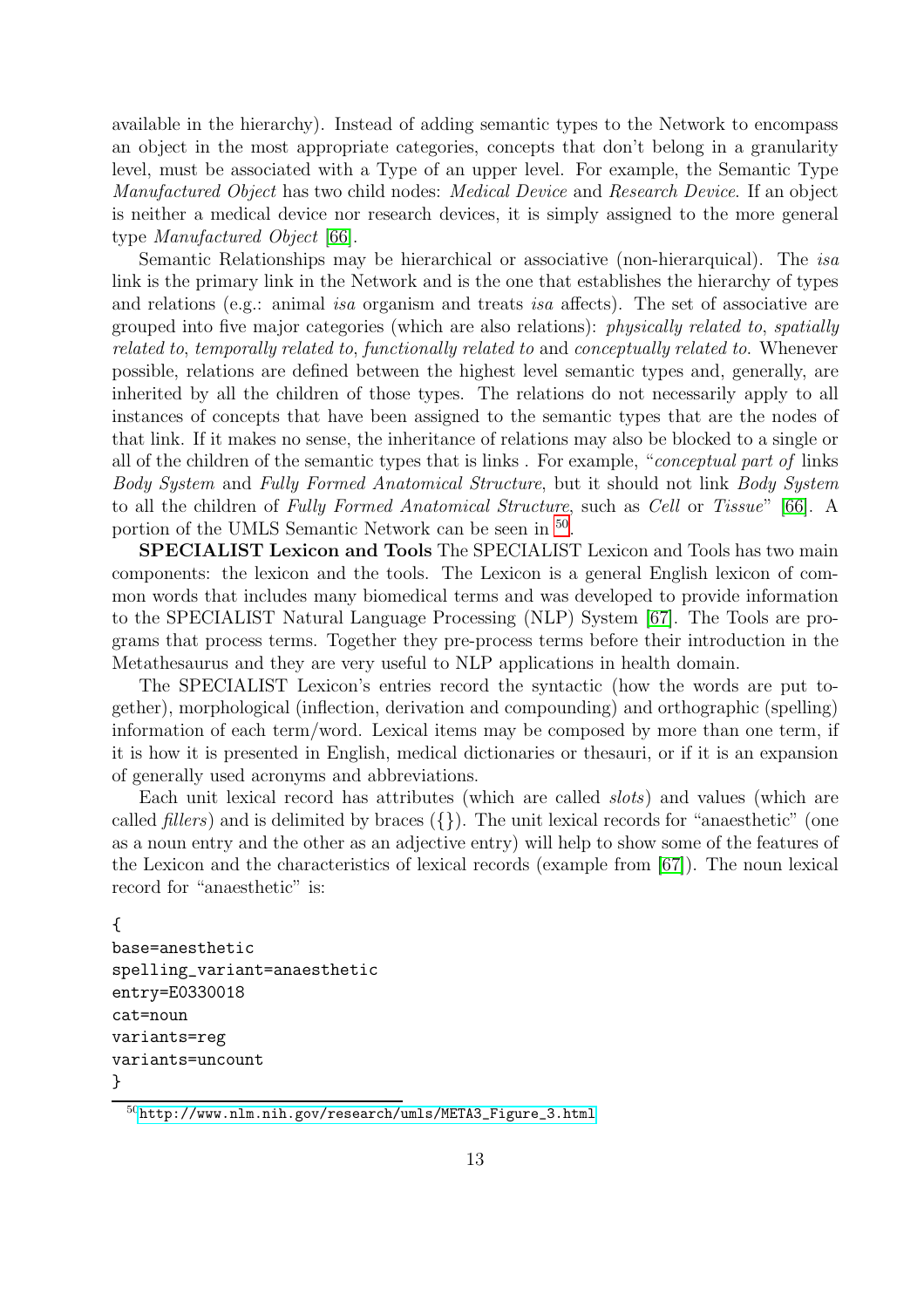available in the hierarchy). Instead of adding semantic types to the Network to encompass an object in the most appropriate categories, concepts that don't belong in a granularity level, must be associated with a Type of an upper level. For example, the Semantic Type *Manufactured Object* has two child nodes: *Medical Device* and *Research Device*. If an object is neither a medical device nor research devices, it is simply assigned to the more general type *Manufactured Object* [66].

Semantic Relationships may be hierarchical or associative (non-hierarquical). The *isa* link is the primary link in the Network and is the one that establishes the hierarchy of types and relations (e.g.: animal *isa* organism and treats *isa* affects). The set of associative are grouped into five major categories (which are also relations): *physically related to*, *spatially related to*, *temporally related to*, *functionally related to* and *conceptually related to*. Whenever possible, relations are defined between the highest level semantic types and, generally, are inherited by all the children of those types. The relations do not necessarily apply to all instances of concepts that have been assigned to the semantic types that are the nodes of that link. If it makes no sense, the inheritance of relations may also be blocked to a single or all of the children of the semantic types that is links . For example, "*conceptual part of* links *Body System* and *Fully Formed Anatomical Structure*, but it should not link *Body System* to all the children of *Fully Formed Anatomical Structure*, such as *Cell* or *Tissue*" [66]. A portion of the UMLS Semantic Network can be seen in [50].

**SPECIALIST Lexicon and Tools** The SPECIALIST Lexicon and Tools has two main components: the lexicon and the tools. The Lexicon is a general English lexicon of common words that includes many biomedical terms and was developed to provide information to the SPECIALIST Natural Language Processing (NLP) System [67]. The Tools are programs that process terms. Together they pre-process terms before their introduction in the Metathesaurus and they are very useful to NLP applications in health domain.

The SPECIALIST Lexicon's entries record the syntactic (how the words are put together), morphological (inflection, derivation and compounding) and orthographic (spelling) information of each term/word. Lexical items may be composed by more than one term, if it is how it is presented in English, medical dictionaries or thesauri, or if it is an expansion of generally used acronyms and abbreviations.

Each unit lexical record has attributes (which are called *slots*) and values (which are called *fillers*) and is delimited by braces ({}). The unit lexical records for "anaesthetic" (one as a noun entry and the other as an adjective entry) will help to show some of the features of the Lexicon and the characteristics of lexical records (example from [67]). The noun lexical record for "anaesthetic" is:

```
{
base=anesthetic
spelling_variant=anaesthetic
entry=E0330018
cat=noun
variants=reg
variants=uncount
}
```

[50] http://www.nlm.nih.gov/research/umls/META3_Figure_3.html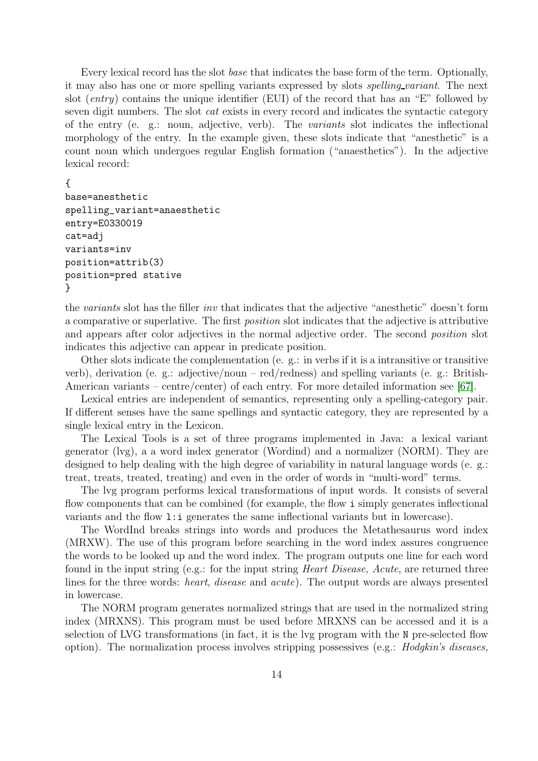Every lexical record has the slot *base* that indicates the base form of the term. Optionally, it may also has one or more spelling variants expressed by slots *spelling_variant*. The next slot (*entry*) contains the unique identifier (EUI) of the record that has an "E" followed by seven digit numbers. The slot *cat* exists in every record and indicates the syntactic category of the entry (e. g.: noun, adjective, verb). The *variants* slot indicates the inflectional morphology of the entry. In the example given, these slots indicate that "anesthetic" is a count noun which undergoes regular English formation ("anaesthetics"). In the adjective lexical record:

```
{
base=anesthetic
spelling_variant=anaesthetic
entry=E0330019
cat=adj
variants=inv
position=attrib(3)
position=pred stative
}
```

the *variants* slot has the filler *inv* that indicates that the adjective "anesthetic" doesn't form a comparative or superlative. The first *position* slot indicates that the adjective is attributive and appears after color adjectives in the normal adjective order. The second *position* slot indicates this adjective can appear in predicate position.

Other slots indicate the complementation (e. g.: in verbs if it is a intransitive or transitive verb), derivation (e. g.: adjective/noun – red/redness) and spelling variants (e. g.: British-American variants – centre/center) of each entry. For more detailed information see [67].

Lexical entries are independent of semantics, representing only a spelling-category pair. If different senses have the same spellings and syntactic category, they are represented by a single lexical entry in the Lexicon.

The Lexical Tools is a set of three programs implemented in Java: a lexical variant generator (lvg), a a word index generator (Wordind) and a normalizer (NORM). They are designed to help dealing with the high degree of variability in natural language words (e. g.: treat, treats, treated, treating) and even in the order of words in "multi-word" terms.

The lvg program performs lexical transformations of input words. It consists of several flow components that can be combined (for example, the flow `i` simply generates inflectional variants and the flow `l:i` generates the same inflectional variants but in lowercase).

The WordInd breaks strings into words and produces the Metathesaurus word index (MRXW). The use of this program before searching in the word index assures congruence the words to be looked up and the word index. The program outputs one line for each word found in the input string (e.g.: for the input string *Heart Disease, Acute*, are returned three lines for the three words: *heart*, *disease* and *acute*). The output words are always presented in lowercase.

The NORM program generates normalized strings that are used in the normalized string index (MRXNS). This program must be used before MRXNS can be accessed and it is a selection of LVG transformations (in fact, it is the lvg program with the `N` pre-selected flow option). The normalization process involves stripping possessives (e.g.: *Hodgkin's diseases,*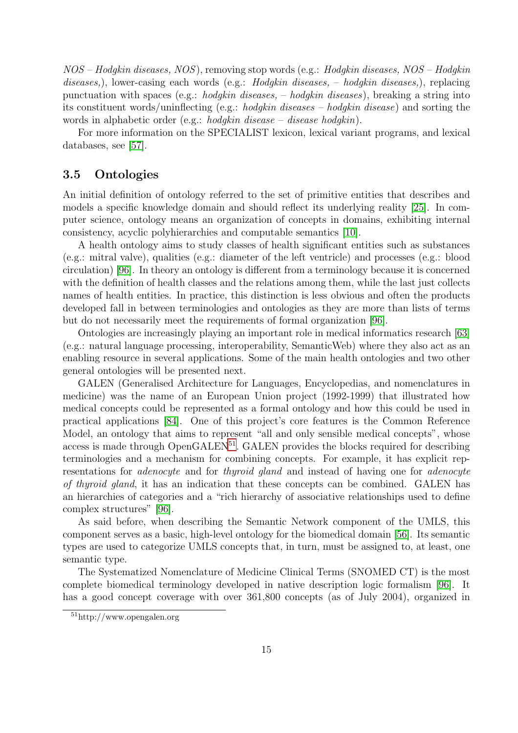*NOS – Hodgkin diseases, NOS*), removing stop words (e.g.: *Hodgkin diseases, NOS – Hodgkin diseases,*), lower-casing each words (e.g.: *Hodgkin diseases, – hodgkin diseases,*), replacing punctuation with spaces (e.g.: *hodgkin diseases, – hodgkin diseases*), breaking a string into its constituent words/uninflecting (e.g.: *hodgkin diseases – hodgkin disease*) and sorting the words in alphabetic order (e.g.: *hodgkin disease – disease hodgkin*).

For more information on the SPECIALIST lexicon, lexical variant programs, and lexical databases, see [57].

## 3.5 Ontologies

An initial definition of ontology referred to the set of primitive entities that describes and models a specific knowledge domain and should reflect its underlying reality [25]. In computer science, ontology means an organization of concepts in domains, exhibiting internal consistency, acyclic polyhierarchies and computable semantics [10].

A health ontology aims to study classes of health significant entities such as substances (e.g.: mitral valve), qualities (e.g.: diameter of the left ventricle) and processes (e.g.: blood circulation) [96]. In theory an ontology is different from a terminology because it is concerned with the definition of health classes and the relations among them, while the last just collects names of health entities. In practice, this distinction is less obvious and often the products developed fall in between terminologies and ontologies as they are more than lists of terms but do not necessarily meet the requirements of formal organization [96].

Ontologies are increasingly playing an important role in medical informatics research [63] (e.g.: natural language processing, interoperability, SemanticWeb) where they also act as an enabling resource in several applications. Some of the main health ontologies and two other general ontologies will be presented next.

GALEN (Generalised Architecture for Languages, Encyclopedias, and nomenclatures in medicine) was the name of an European Union project (1992-1999) that illustrated how medical concepts could be represented as a formal ontology and how this could be used in practical applications [84]. One of this project's core features is the Common Reference Model, an ontology that aims to represent "all and only sensible medical concepts", whose access is made through OpenGALEN[51]. GALEN provides the blocks required for describing terminologies and a mechanism for combining concepts. For example, it has explicit representations for *adenocyte* and for *thyroid gland* and instead of having one for *adenocyte of thyroid gland*, it has an indication that these concepts can be combined. GALEN has an hierarchies of categories and a "rich hierarchy of associative relationships used to define complex structures" [96].

As said before, when describing the Semantic Network component of the UMLS, this component serves as a basic, high-level ontology for the biomedical domain [56]. Its semantic types are used to categorize UMLS concepts that, in turn, must be assigned to, at least, one semantic type.

The Systematized Nomenclature of Medicine Clinical Terms (SNOMED CT) is the most complete biomedical terminology developed in native description logic formalism [96]. It has a good concept coverage with over 361,800 concepts (as of July 2004), organized in

[51] http://www.opengalen.org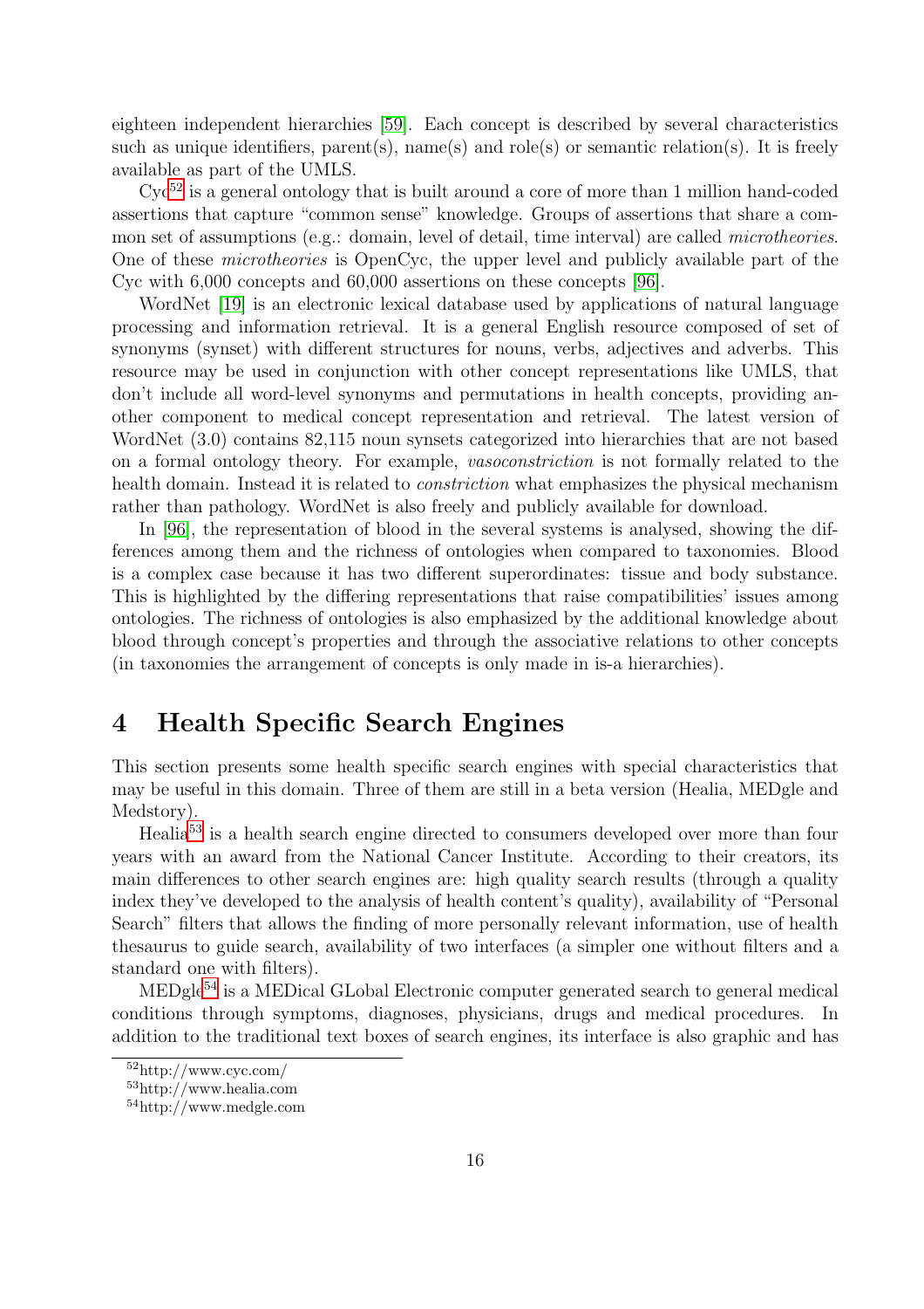eighteen independent hierarchies [59]. Each concept is described by several characteristics such as unique identifiers, parent(s), name(s) and role(s) or semantic relation(s). It is freely available as part of the UMLS.

Cyc[52] is a general ontology that is built around a core of more than 1 million hand-coded assertions that capture "common sense" knowledge. Groups of assertions that share a common set of assumptions (e.g.: domain, level of detail, time interval) are called *microtheories*. One of these *microtheories* is OpenCyc, the upper level and publicly available part of the Cyc with 6,000 concepts and 60,000 assertions on these concepts [96].

WordNet [19] is an electronic lexical database used by applications of natural language processing and information retrieval. It is a general English resource composed of set of synonyms (synset) with different structures for nouns, verbs, adjectives and adverbs. This resource may be used in conjunction with other concept representations like UMLS, that don't include all word-level synonyms and permutations in health concepts, providing another component to medical concept representation and retrieval. The latest version of WordNet (3.0) contains 82,115 noun synsets categorized into hierarchies that are not based on a formal ontology theory. For example, *vasoconstriction* is not formally related to the health domain. Instead it is related to *constriction* what emphasizes the physical mechanism rather than pathology. WordNet is also freely and publicly available for download.

In [96], the representation of blood in the several systems is analysed, showing the differences among them and the richness of ontologies when compared to taxonomies. Blood is a complex case because it has two different superordinates: tissue and body substance. This is highlighted by the differing representations that raise compatibilities' issues among ontologies. The richness of ontologies is also emphasized by the additional knowledge about blood through concept's properties and through the associative relations to other concepts (in taxonomies the arrangement of concepts is only made in is-a hierarchies).

# 4 Health Specific Search Engines

This section presents some health specific search engines with special characteristics that may be useful in this domain. Three of them are still in a beta version (Healia, MEDgle and Medstory).

Healia[53] is a health search engine directed to consumers developed over more than four years with an award from the National Cancer Institute. According to their creators, its main differences to other search engines are: high quality search results (through a quality index they've developed to the analysis of health content's quality), availability of "Personal Search" filters that allows the finding of more personally relevant information, use of health thesaurus to guide search, availability of two interfaces (a simpler one without filters and a standard one with filters).

MEDgle[54] is a MEDical GLobal Electronic computer generated search to general medical conditions through symptoms, diagnoses, physicians, drugs and medical procedures. In addition to the traditional text boxes of search engines, its interface is also graphic and has

[52] http://www.cyc.com/

[53] http://www.healia.com

[54] http://www.medgle.com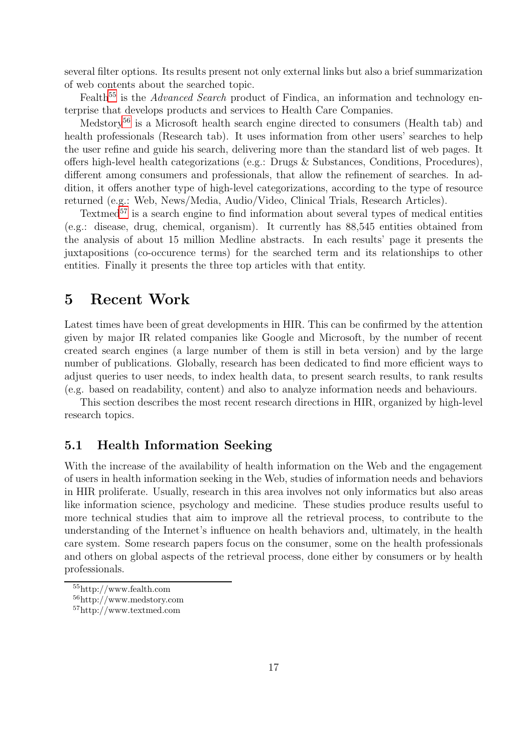several filter options. Its results present not only external links but also a brief summarization of web contents about the searched topic.

Fealth[55] is the *Advanced Search* product of Findica, an information and technology enterprise that develops products and services to Health Care Companies.

Medstory[56] is a Microsoft health search engine directed to consumers (Health tab) and health professionals (Research tab). It uses information from other users' searches to help the user refine and guide his search, delivering more than the standard list of web pages. It offers high-level health categorizations (e.g.: Drugs & Substances, Conditions, Procedures), different among consumers and professionals, that allow the refinement of searches. In addition, it offers another type of high-level categorizations, according to the type of resource returned (e.g.: Web, News/Media, Audio/Video, Clinical Trials, Research Articles).

Textmed[57] is a search engine to find information about several types of medical entities (e.g.: disease, drug, chemical, organism). It currently has 88,545 entities obtained from the analysis of about 15 million Medline abstracts. In each results' page it presents the juxtapositions (co-occurence terms) for the searched term and its relationships to other entities. Finally it presents the three top articles with that entity.

# 5 Recent Work

Latest times have been of great developments in HIR. This can be confirmed by the attention given by major IR related companies like Google and Microsoft, by the number of recent created search engines (a large number of them is still in beta version) and by the large number of publications. Globally, research has been dedicated to find more efficient ways to adjust queries to user needs, to index health data, to present search results, to rank results (e.g. based on readability, content) and also to analyze information needs and behaviours.

This section describes the most recent research directions in HIR, organized by high-level research topics.

## 5.1 Health Information Seeking

With the increase of the availability of health information on the Web and the engagement of users in health information seeking in the Web, studies of information needs and behaviors in HIR proliferate. Usually, research in this area involves not only informatics but also areas like information science, psychology and medicine. These studies produce results useful to more technical studies that aim to improve all the retrieval process, to contribute to the understanding of the Internet's influence on health behaviors and, ultimately, in the health care system. Some research papers focus on the consumer, some on the health professionals and others on global aspects of the retrieval process, done either by consumers or by health professionals.

---

[55] http://www.fealth.com

[56] http://www.medstory.com

[57] http://www.textmed.com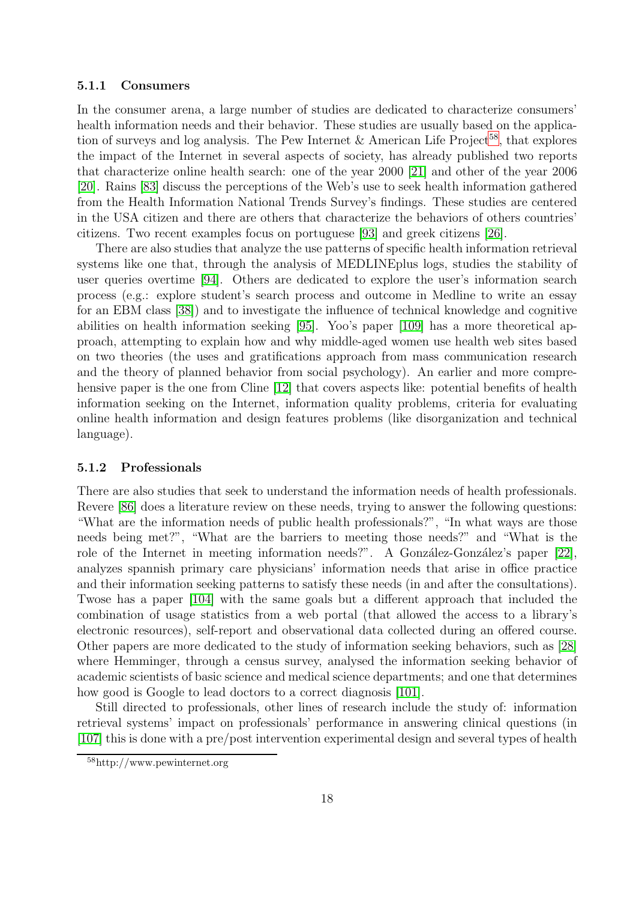#### 5.1.1 Consumers

In the consumer arena, a large number of studies are dedicated to characterize consumers' health information needs and their behavior. These studies are usually based on the application of surveys and log analysis. The Pew Internet & American Life Project[58], that explores the impact of the Internet in several aspects of society, has already published two reports that characterize online health search: one of the year 2000 [21] and other of the year 2006 [20]. Rains [83] discuss the perceptions of the Web's use to seek health information gathered from the Health Information National Trends Survey's findings. These studies are centered in the USA citizen and there are others that characterize the behaviors of others countries' citizens. Two recent examples focus on portuguese [93] and greek citizens [26].

There are also studies that analyze the use patterns of specific health information retrieval systems like one that, through the analysis of MEDLINEplus logs, studies the stability of user queries overtime [94]. Others are dedicated to explore the user's information search process (e.g.: explore student's search process and outcome in Medline to write an essay for an EBM class [38]) and to investigate the influence of technical knowledge and cognitive abilities on health information seeking [95]. Yoo's paper [109] has a more theoretical approach, attempting to explain how and why middle-aged women use health web sites based on two theories (the uses and gratifications approach from mass communication research and the theory of planned behavior from social psychology). An earlier and more comprehensive paper is the one from Cline [12] that covers aspects like: potential benefits of health information seeking on the Internet, information quality problems, criteria for evaluating online health information and design features problems (like disorganization and technical language).

#### 5.1.2 Professionals

There are also studies that seek to understand the information needs of health professionals. Revere [86] does a literature review on these needs, trying to answer the following questions: "What are the information needs of public health professionals?", "In what ways are those needs being met?", "What are the barriers to meeting those needs?" and "What is the role of the Internet in meeting information needs?". A González-González's paper [22], analyzes spannish primary care physicians' information needs that arise in office practice and their information seeking patterns to satisfy these needs (in and after the consultations). Twose has a paper [104] with the same goals but a different approach that included the combination of usage statistics from a web portal (that allowed the access to a library's electronic resources), self-report and observational data collected during an offered course. Other papers are more dedicated to the study of information seeking behaviors, such as [28] where Hemminger, through a census survey, analysed the information seeking behavior of academic scientists of basic science and medical science departments; and one that determines how good is Google to lead doctors to a correct diagnosis [101].

Still directed to professionals, other lines of research include the study of: information retrieval systems' impact on professionals' performance in answering clinical questions (in [107] this is done with a pre/post intervention experimental design and several types of health

[58] http://www.pewinternet.org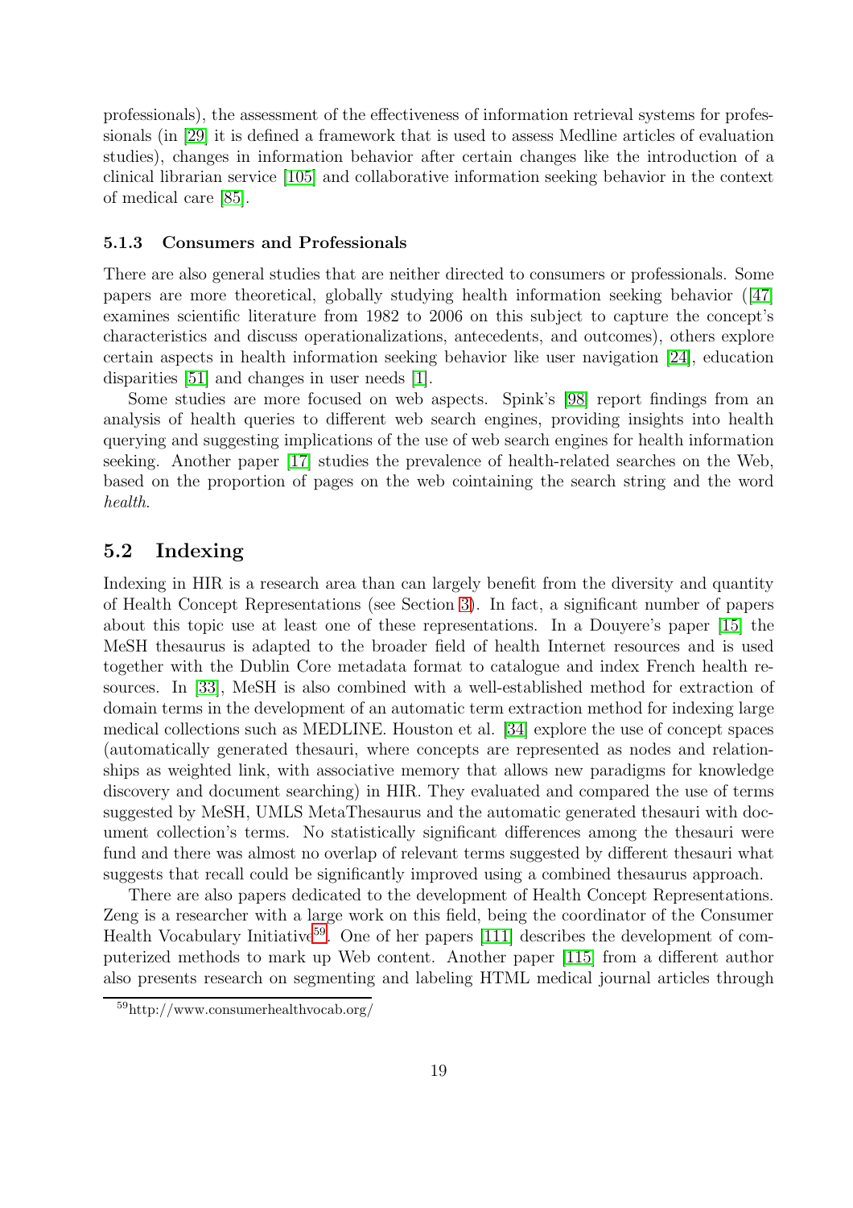professionals), the assessment of the effectiveness of information retrieval systems for professionals (in [29] it is defined a framework that is used to assess Medline articles of evaluation studies), changes in information behavior after certain changes like the introduction of a clinical librarian service [105] and collaborative information seeking behavior in the context of medical care [85].

### 5.1.3 Consumers and Professionals

There are also general studies that are neither directed to consumers or professionals. Some papers are more theoretical, globally studying health information seeking behavior ([47] examines scientific literature from 1982 to 2006 on this subject to capture the concept's characteristics and discuss operationalizations, antecedents, and outcomes), others explore certain aspects in health information seeking behavior like user navigation [24], education disparities [51] and changes in user needs [1].

Some studies are more focused on web aspects. Spink's [98] report findings from an analysis of health queries to different web search engines, providing insights into health querying and suggesting implications of the use of web search engines for health information seeking. Another paper [17] studies the prevalence of health-related searches on the Web, based on the proportion of pages on the web cointaining the search string and the word *health*.

## 5.2 Indexing

Indexing in HIR is a research area than can largely benefit from the diversity and quantity of Health Concept Representations (see Section 3). In fact, a significant number of papers about this topic use at least one of these representations. In a Douyere's paper [15] the MeSH thesaurus is adapted to the broader field of health Internet resources and is used together with the Dublin Core metadata format to catalogue and index French health resources. In [33], MeSH is also combined with a well-established method for extraction of domain terms in the development of an automatic term extraction method for indexing large medical collections such as MEDLINE. Houston et al. [34] explore the use of concept spaces (automatically generated thesauri, where concepts are represented as nodes and relationships as weighted link, with associative memory that allows new paradigms for knowledge discovery and document searching) in HIR. They evaluated and compared the use of terms suggested by MeSH, UMLS MetaThesaurus and the automatic generated thesauri with document collection's terms. No statistically significant differences among the thesauri were fund and there was almost no overlap of relevant terms suggested by different thesauri what suggests that recall could be significantly improved using a combined thesaurus approach.

There are also papers dedicated to the development of Health Concept Representations. Zeng is a researcher with a large work on this field, being the coordinator of the Consumer Health Vocabulary Initiative[59]. One of her papers [111] describes the development of computerized methods to mark up Web content. Another paper [115] from a different author also presents research on segmenting and labeling HTML medical journal articles through

[59] http://www.consumerhealthvocab.org/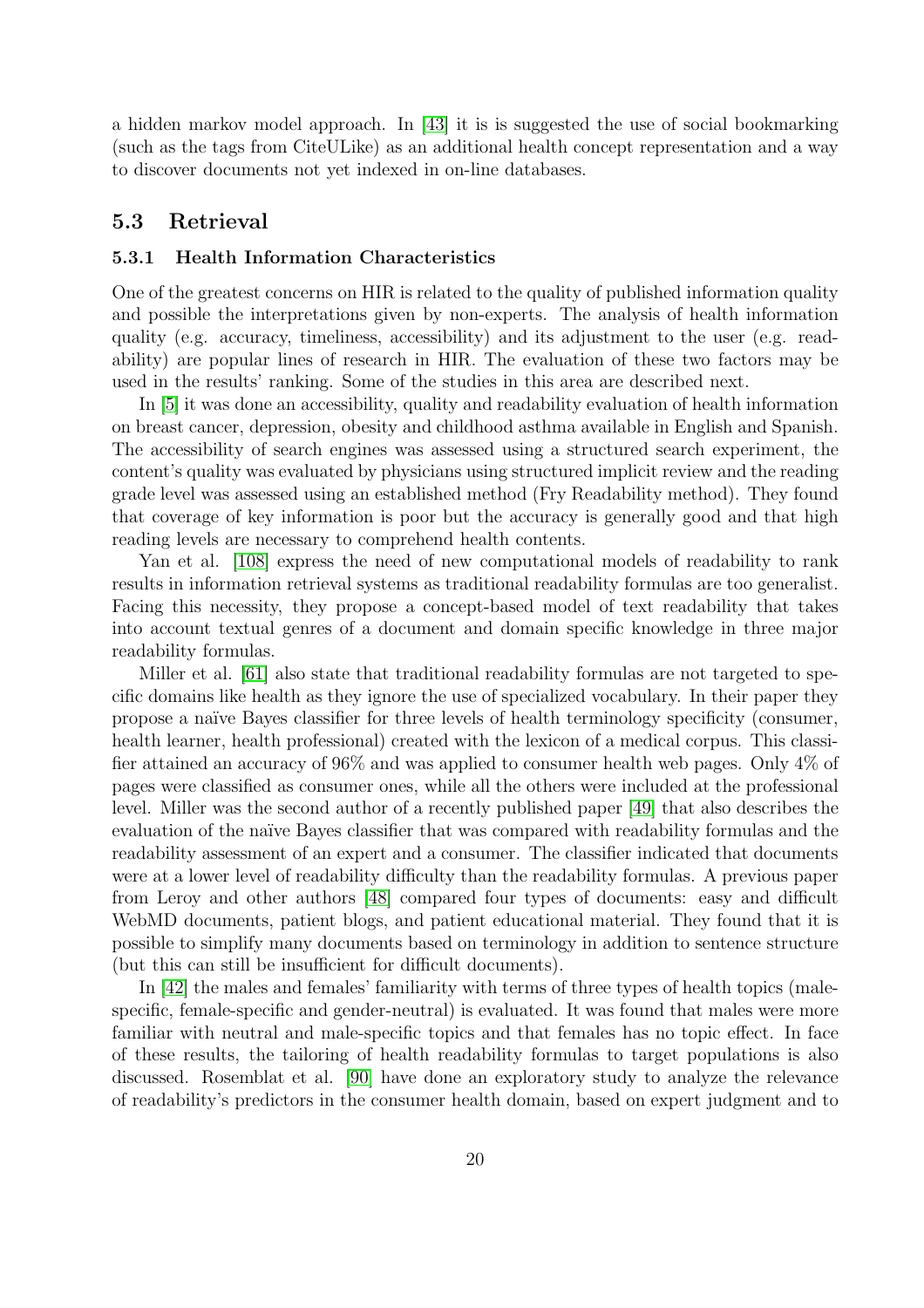a hidden markov model approach. In [43] it is is suggested the use of social bookmarking (such as the tags from CiteULike) as an additional health concept representation and a way to discover documents not yet indexed in on-line databases.

## 5.3 Retrieval

### 5.3.1 Health Information Characteristics

One of the greatest concerns on HIR is related to the quality of published information quality and possible the interpretations given by non-experts. The analysis of health information quality (e.g. accuracy, timeliness, accessibility) and its adjustment to the user (e.g. readability) are popular lines of research in HIR. The evaluation of these two factors may be used in the results' ranking. Some of the studies in this area are described next.

In [5] it was done an accessibility, quality and readability evaluation of health information on breast cancer, depression, obesity and childhood asthma available in English and Spanish. The accessibility of search engines was assessed using a structured search experiment, the content's quality was evaluated by physicians using structured implicit review and the reading grade level was assessed using an established method (Fry Readability method). They found that coverage of key information is poor but the accuracy is generally good and that high reading levels are necessary to comprehend health contents.

Yan et al. [108] express the need of new computational models of readability to rank results in information retrieval systems as traditional readability formulas are too generalist. Facing this necessity, they propose a concept-based model of text readability that takes into account textual genres of a document and domain specific knowledge in three major readability formulas.

Miller et al. [61] also state that traditional readability formulas are not targeted to specific domains like health as they ignore the use of specialized vocabulary. In their paper they propose a naïve Bayes classifier for three levels of health terminology specificity (consumer, health learner, health professional) created with the lexicon of a medical corpus. This classifier attained an accuracy of 96% and was applied to consumer health web pages. Only 4% of pages were classified as consumer ones, while all the others were included at the professional level. Miller was the second author of a recently published paper [49] that also describes the evaluation of the naïve Bayes classifier that was compared with readability formulas and the readability assessment of an expert and a consumer. The classifier indicated that documents were at a lower level of readability difficulty than the readability formulas. A previous paper from Leroy and other authors [48] compared four types of documents: easy and difficult WebMD documents, patient blogs, and patient educational material. They found that it is possible to simplify many documents based on terminology in addition to sentence structure (but this can still be insufficient for difficult documents).

In [42] the males and females' familiarity with terms of three types of health topics (male-specific, female-specific and gender-neutral) is evaluated. It was found that males were more familiar with neutral and male-specific topics and that females has no topic effect. In face of these results, the tailoring of health readability formulas to target populations is also discussed. Rosemblat et al. [90] have done an exploratory study to analyze the relevance of readability's predictors in the consumer health domain, based on expert judgment and to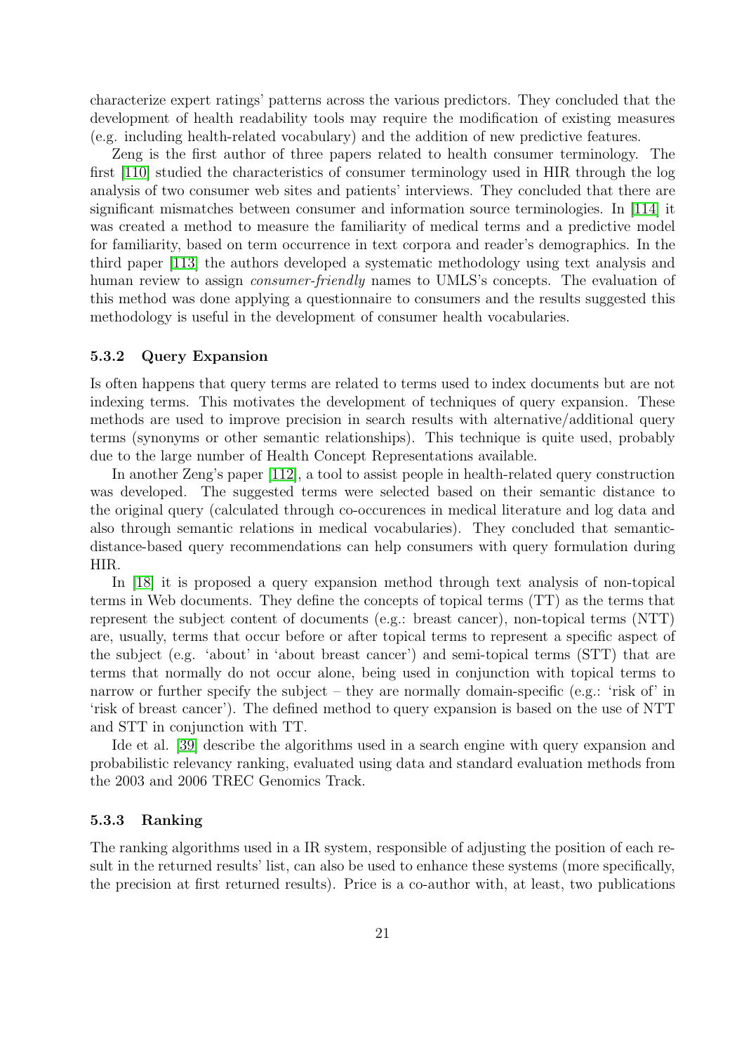characterize expert ratings' patterns across the various predictors. They concluded that the development of health readability tools may require the modification of existing measures (e.g. including health-related vocabulary) and the addition of new predictive features.

Zeng is the first author of three papers related to health consumer terminology. The first [110] studied the characteristics of consumer terminology used in HIR through the log analysis of two consumer web sites and patients' interviews. They concluded that there are significant mismatches between consumer and information source terminologies. In [114] it was created a method to measure the familiarity of medical terms and a predictive model for familiarity, based on term occurrence in text corpora and reader's demographics. In the third paper [113] the authors developed a systematic methodology using text analysis and human review to assign *consumer-friendly* names to UMLS's concepts. The evaluation of this method was done applying a questionnaire to consumers and the results suggested this methodology is useful in the development of consumer health vocabularies.

### 5.3.2 Query Expansion

Is often happens that query terms are related to terms used to index documents but are not indexing terms. This motivates the development of techniques of query expansion. These methods are used to improve precision in search results with alternative/additional query terms (synonyms or other semantic relationships). This technique is quite used, probably due to the large number of Health Concept Representations available.

In another Zeng's paper [112], a tool to assist people in health-related query construction was developed. The suggested terms were selected based on their semantic distance to the original query (calculated through co-occurences in medical literature and log data and also through semantic relations in medical vocabularies). They concluded that semantic-distance-based query recommendations can help consumers with query formulation during HIR.

In [18] it is proposed a query expansion method through text analysis of non-topical terms in Web documents. They define the concepts of topical terms (TT) as the terms that represent the subject content of documents (e.g.: breast cancer), non-topical terms (NTT) are, usually, terms that occur before or after topical terms to represent a specific aspect of the subject (e.g. 'about' in 'about breast cancer') and semi-topical terms (STT) that are terms that normally do not occur alone, being used in conjunction with topical terms to narrow or further specify the subject – they are normally domain-specific (e.g.: 'risk of' in 'risk of breast cancer'). The defined method to query expansion is based on the use of NTT and STT in conjunction with TT.

Ide et al. [39] describe the algorithms used in a search engine with query expansion and probabilistic relevancy ranking, evaluated using data and standard evaluation methods from the 2003 and 2006 TREC Genomics Track.

### 5.3.3 Ranking

The ranking algorithms used in a IR system, responsible of adjusting the position of each result in the returned results' list, can also be used to enhance these systems (more specifically, the precision at first returned results). Price is a co-author with, at least, two publications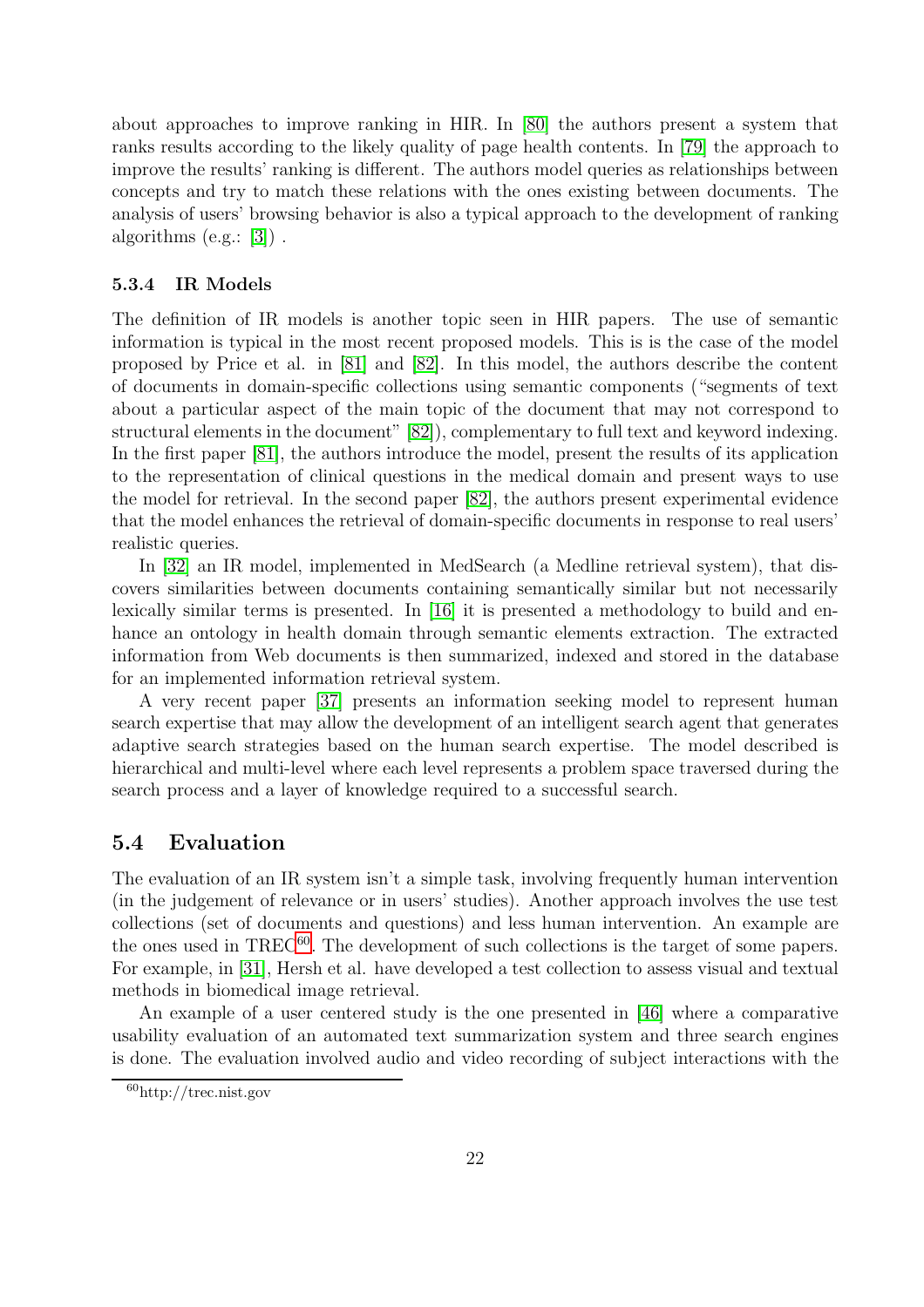about approaches to improve ranking in HIR. In [80] the authors present a system that ranks results according to the likely quality of page health contents. In [79] the approach to improve the results' ranking is different. The authors model queries as relationships between concepts and try to match these relations with the ones existing between documents. The analysis of users' browsing behavior is also a typical approach to the development of ranking algorithms (e.g.: [3]) .

#### 5.3.4 IR Models

The definition of IR models is another topic seen in HIR papers. The use of semantic information is typical in the most recent proposed models. This is is the case of the model proposed by Price et al. in [81] and [82]. In this model, the authors describe the content of documents in domain-specific collections using semantic components ("segments of text about a particular aspect of the main topic of the document that may not correspond to structural elements in the document" [82]), complementary to full text and keyword indexing. In the first paper [81], the authors introduce the model, present the results of its application to the representation of clinical questions in the medical domain and present ways to use the model for retrieval. In the second paper [82], the authors present experimental evidence that the model enhances the retrieval of domain-specific documents in response to real users' realistic queries.

In [32] an IR model, implemented in MedSearch (a Medline retrieval system), that discovers similarities between documents containing semantically similar but not necessarily lexically similar terms is presented. In [16] it is presented a methodology to build and enhance an ontology in health domain through semantic elements extraction. The extracted information from Web documents is then summarized, indexed and stored in the database for an implemented information retrieval system.

A very recent paper [37] presents an information seeking model to represent human search expertise that may allow the development of an intelligent search agent that generates adaptive search strategies based on the human search expertise. The model described is hierarchical and multi-level where each level represents a problem space traversed during the search process and a layer of knowledge required to a successful search.

### 5.4 Evaluation

The evaluation of an IR system isn't a simple task, involving frequently human intervention (in the judgement of relevance or in users' studies). Another approach involves the use test collections (set of documents and questions) and less human intervention. An example are the ones used in TREC[60]. The development of such collections is the target of some papers. For example, in [31], Hersh et al. have developed a test collection to assess visual and textual methods in biomedical image retrieval.

An example of a user centered study is the one presented in [46] where a comparative usability evaluation of an automated text summarization system and three search engines is done. The evaluation involved audio and video recording of subject interactions with the

[60] http://trec.nist.gov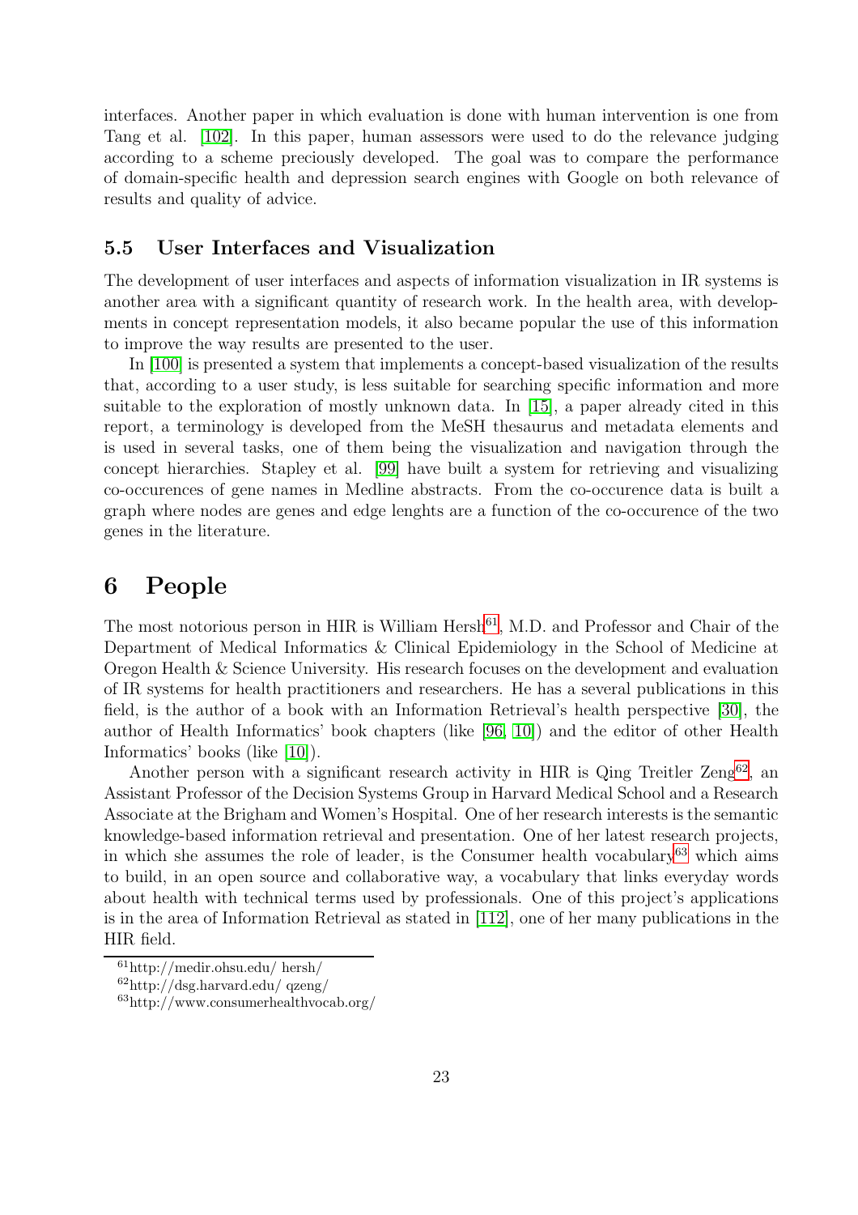interfaces. Another paper in which evaluation is done with human intervention is one from Tang et al. [102]. In this paper, human assessors were used to do the relevance judging according to a scheme preciously developed. The goal was to compare the performance of domain-specific health and depression search engines with Google on both relevance of results and quality of advice.

### 5.5 User Interfaces and Visualization

The development of user interfaces and aspects of information visualization in IR systems is another area with a significant quantity of research work. In the health area, with developments in concept representation models, it also became popular the use of this information to improve the way results are presented to the user.

In [100] is presented a system that implements a concept-based visualization of the results that, according to a user study, is less suitable for searching specific information and more suitable to the exploration of mostly unknown data. In [15], a paper already cited in this report, a terminology is developed from the MeSH thesaurus and metadata elements and is used in several tasks, one of them being the visualization and navigation through the concept hierarchies. Stapley et al. [99] have built a system for retrieving and visualizing co-occurences of gene names in Medline abstracts. From the co-occurence data is built a graph where nodes are genes and edge lenghts are a function of the co-occurence of the two genes in the literature.

## 6 People

The most notorious person in HIR is William Hersh[61], M.D. and Professor and Chair of the Department of Medical Informatics & Clinical Epidemiology in the School of Medicine at Oregon Health & Science University. His research focuses on the development and evaluation of IR systems for health practitioners and researchers. He has a several publications in this field, is the author of a book with an Information Retrieval's health perspective [30], the author of Health Informatics' book chapters (like [96, 10]) and the editor of other Health Informatics' books (like [10]).

Another person with a significant research activity in HIR is Qing Treitler Zeng[62], an Assistant Professor of the Decision Systems Group in Harvard Medical School and a Research Associate at the Brigham and Women's Hospital. One of her research interests is the semantic knowledge-based information retrieval and presentation. One of her latest research projects, in which she assumes the role of leader, is the Consumer health vocabulary[63] which aims to build, in an open source and collaborative way, a vocabulary that links everyday words about health with technical terms used by professionals. One of this project's applications is in the area of Information Retrieval as stated in [112], one of her many publications in the HIR field.

---

[61] http://medir.ohsu.edu/ hersh/

[62] http://dsg.harvard.edu/ qzeng/

[63] http://www.consumerhealthvocab.org/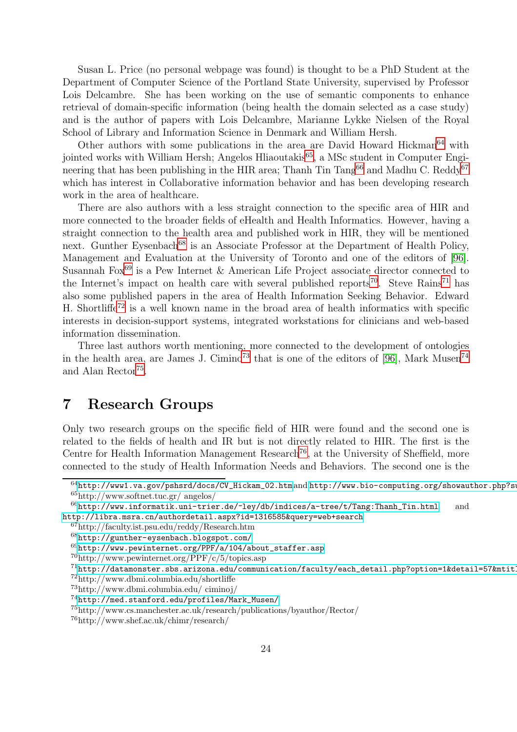Susan L. Price (no personal webpage was found) is thought to be a PhD Student at the Department of Computer Science of the Portland State University, supervised by Professor Lois Delcambre. She has been working on the use of semantic components to enhance retrieval of domain-specific information (being health the domain selected as a case study) and is the author of papers with Lois Delcambre, Marianne Lykke Nielsen of the Royal School of Library and Information Science in Denmark and William Hersh.

Other authors with some publications in the area are David Howard Hickman[64] with jointed works with William Hersh; Angelos Hliaoutakis[65], a MSc student in Computer Engineering that has been publishing in the HIR area; Thanh Tin Tang[66] and Madhu C. Reddy[67] which has interest in Collaborative information behavior and has been developing research work in the area of healthcare.

There are also authors with a less straight connection to the specific area of HIR and more connected to the broader fields of eHealth and Health Informatics. However, having a straight connection to the health area and published work in HIR, they will be mentioned next. Gunther Eysenbach[68] is an Associate Professor at the Department of Health Policy, Management and Evaluation at the University of Toronto and one of the editors of [96]. Susannah Fox[69] is a Pew Internet & American Life Project associate director connected to the Internet's impact on health care with several published reports[70]. Steve Rains[71] has also some published papers in the area of Health Information Seeking Behavior. Edward H. Shortliffe[72] is a well known name in the broad area of health informatics with specific interests in decision-support systems, integrated workstations for clinicians and web-based information dissemination.

Three last authors worth mentioning, more connected to the development of ontologies in the health area, are James J. Cimino[73] that is one of the editors of [96], Mark Musen[74] and Alan Rector[75].

# 7 Research Groups

Only two research groups on the specific field of HIR were found and the second one is related to the fields of health and IR but is not directly related to HIR. The first is the Centre for Health Information Management Research[76], at the University of Sheffield, more connected to the study of Health Information Needs and Behaviors. The second one is the

---

[64] http://www1.va.gov/pshsrd/docs/CV_Hickam_02.htm and http://www.bio-computing.org/showauthor.php?su

[65] http://www.softnet.tuc.gr/ angelos/

[66] http://www.informatik.uni-trier.de/~ley/db/indices/a-tree/t/Tang:Thanh_Tin.html and http://libra.msra.cn/authordetail.aspx?id=1316585&query=web+search

[67] http://faculty.ist.psu.edu/reddy/Research.htm

[68] http://gunther-eysenbach.blogspot.com/

[69] http://www.pewinternet.org/PPF/a/104/about_staffer.asp

[70] http://www.pewinternet.org/PPF/c/5/topics.asp

[71] http://datamonster.sbs.arizona.edu/communication/faculty/each_detail.php?option=1&detail=57&mtitl

[72] http://www.dbmi.columbia.edu/shortliffe

[73] http://www.dbmi.columbia.edu/ ciminoj/

[74] http://med.stanford.edu/profiles/Mark_Musen/

[75] http://www.cs.manchester.ac.uk/research/publications/byauthor/Rector/

[76] http://www.shef.ac.uk/chimr/research/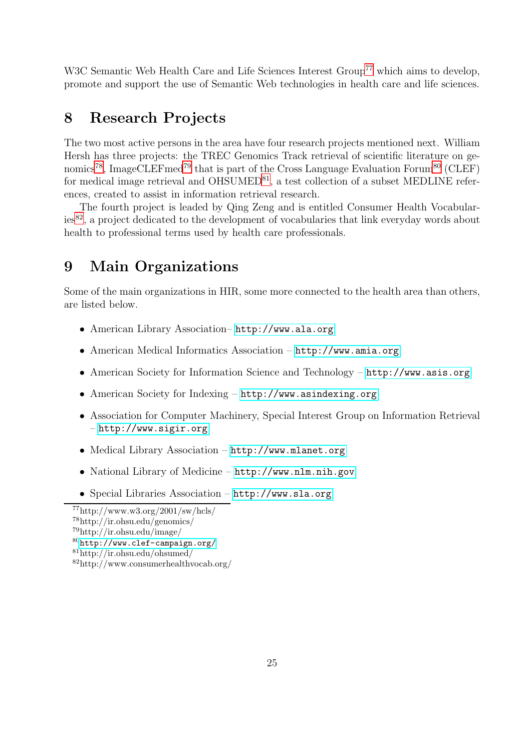W3C Semantic Web Health Care and Life Sciences Interest Group[77] which aims to develop, promote and support the use of Semantic Web technologies in health care and life sciences.

## 8 Research Projects

The two most active persons in the area have four research projects mentioned next. William Hersh has three projects: the TREC Genomics Track retrieval of scientific literature on genomics[78], ImageCLEFmed[79] that is part of the Cross Language Evaluation Forum[80] (CLEF) for medical image retrieval and OHSUMED[81], a test collection of a subset MEDLINE references, created to assist in information retrieval research.

The fourth project is leaded by Qing Zeng and is entitled Consumer Health Vocabularies[82], a project dedicated to the development of vocabularies that link everyday words about health to professional terms used by health care professionals.

## 9 Main Organizations

Some of the main organizations in HIR, some more connected to the health area than others, are listed below.

- American Library Association– http://www.ala.org
- American Medical Informatics Association – http://www.amia.org
- American Society for Information Science and Technology – http://www.asis.org
- American Society for Indexing – http://www.asindexing.org
- Association for Computer Machinery, Special Interest Group on Information Retrieval – http://www.sigir.org
- Medical Library Association – http://www.mlanet.org
- National Library of Medicine – http://www.nlm.nih.gov
- Special Libraries Association – http://www.sla.org

[77] http://www.w3.org/2001/sw/hcls/

[78] http://ir.ohsu.edu/genomics/

[79] http://ir.ohsu.edu/image/

[80] http://www.clef-campaign.org/

[81] http://ir.ohsu.edu/ohsumed/

[82] http://www.consumerhealthvocab.org/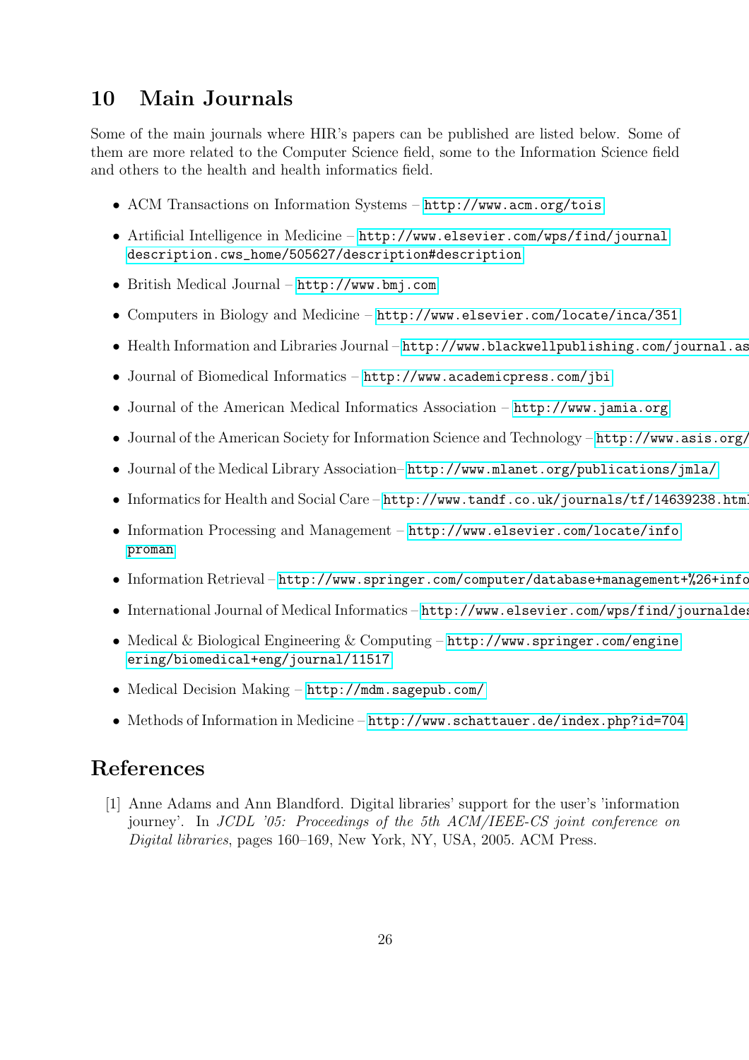# 10 Main Journals

Some of the main journals where HIR's papers can be published are listed below. Some of them are more related to the Computer Science field, some to the Information Science field and others to the health and health informatics field.

- ACM Transactions on Information Systems – http://www.acm.org/tois
- Artificial Intelligence in Medicine – http://www.elsevier.com/wps/find/journaldescription.cws_home/505627/description#description
- British Medical Journal – http://www.bmj.com
- Computers in Biology and Medicine – http://www.elsevier.com/locate/inca/351
- Health Information and Libraries Journal – http://www.blackwellpublishing.com/journal.as
- Journal of Biomedical Informatics – http://www.academicpress.com/jbi
- Journal of the American Medical Informatics Association – http://www.jamia.org
- Journal of the American Society for Information Science and Technology – http://www.asis.org/
- Journal of the Medical Library Association– http://www.mlanet.org/publications/jmla/
- Informatics for Health and Social Care – http://www.tandf.co.uk/journals/tf/14639238.html
- Information Processing and Management – http://www.elsevier.com/locate/infoproman
- Information Retrieval – http://www.springer.com/computer/database+management+%26+info
- International Journal of Medical Informatics – http://www.elsevier.com/wps/find/journaldes
- Medical & Biological Engineering & Computing – http://www.springer.com/engineering/biomedical+eng/journal/11517
- Medical Decision Making – http://mdm.sagepub.com/
- Methods of Information in Medicine – http://www.schattauer.de/index.php?id=704

# References

[1] Anne Adams and Ann Blandford. Digital libraries' support for the user's 'information journey'. In *JCDL '05: Proceedings of the 5th ACM/IEEE-CS joint conference on Digital libraries*, pages 160–169, New York, NY, USA, 2005. ACM Press.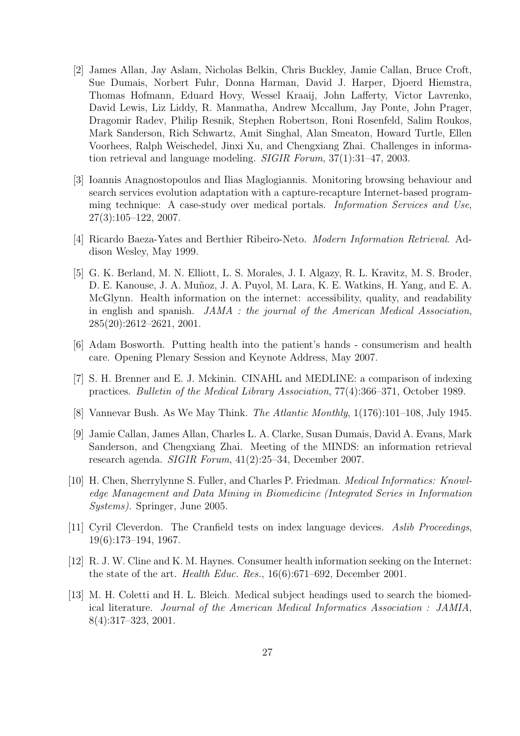[2] James Allan, Jay Aslam, Nicholas Belkin, Chris Buckley, Jamie Callan, Bruce Croft, Sue Dumais, Norbert Fuhr, Donna Harman, David J. Harper, Djoerd Hiemstra, Thomas Hofmann, Eduard Hovy, Wessel Kraaij, John Lafferty, Victor Lavrenko, David Lewis, Liz Liddy, R. Manmatha, Andrew Mccallum, Jay Ponte, John Prager, Dragomir Radev, Philip Resnik, Stephen Robertson, Roni Rosenfeld, Salim Roukos, Mark Sanderson, Rich Schwartz, Amit Singhal, Alan Smeaton, Howard Turtle, Ellen Voorhees, Ralph Weischedel, Jinxi Xu, and Chengxiang Zhai. Challenges in information retrieval and language modeling. *SIGIR Forum*, 37(1):31–47, 2003.

[3] Ioannis Anagnostopoulos and Ilias Maglogiannis. Monitoring browsing behaviour and search services evolution adaptation with a capture-recapture Internet-based programming technique: A case-study over medical portals. *Information Services and Use*, 27(3):105–122, 2007.

[4] Ricardo Baeza-Yates and Berthier Ribeiro-Neto. *Modern Information Retrieval*. Addison Wesley, May 1999.

[5] G. K. Berland, M. N. Elliott, L. S. Morales, J. I. Algazy, R. L. Kravitz, M. S. Broder, D. E. Kanouse, J. A. Muñoz, J. A. Puyol, M. Lara, K. E. Watkins, H. Yang, and E. A. McGlynn. Health information on the internet: accessibility, quality, and readability in english and spanish. *JAMA : the journal of the American Medical Association*, 285(20):2612–2621, 2001.

[6] Adam Bosworth. Putting health into the patient's hands - consumerism and health care. Opening Plenary Session and Keynote Address, May 2007.

[7] S. H. Brenner and E. J. Mckinin. CINAHL and MEDLINE: a comparison of indexing practices. *Bulletin of the Medical Library Association*, 77(4):366–371, October 1989.

[8] Vannevar Bush. As We May Think. *The Atlantic Monthly*, 1(176):101–108, July 1945.

[9] Jamie Callan, James Allan, Charles L. A. Clarke, Susan Dumais, David A. Evans, Mark Sanderson, and Chengxiang Zhai. Meeting of the MINDS: an information retrieval research agenda. *SIGIR Forum*, 41(2):25–34, December 2007.

[10] H. Chen, Sherrylynne S. Fuller, and Charles P. Friedman. *Medical Informatics: Knowledge Management and Data Mining in Biomedicine (Integrated Series in Information Systems)*. Springer, June 2005.

[11] Cyril Cleverdon. The Cranfield tests on index language devices. *Aslib Proceedings*, 19(6):173–194, 1967.

[12] R. J. W. Cline and K. M. Haynes. Consumer health information seeking on the Internet: the state of the art. *Health Educ. Res.*, 16(6):671–692, December 2001.

[13] M. H. Coletti and H. L. Bleich. Medical subject headings used to search the biomedical literature. *Journal of the American Medical Informatics Association : JAMIA*, 8(4):317–323, 2001.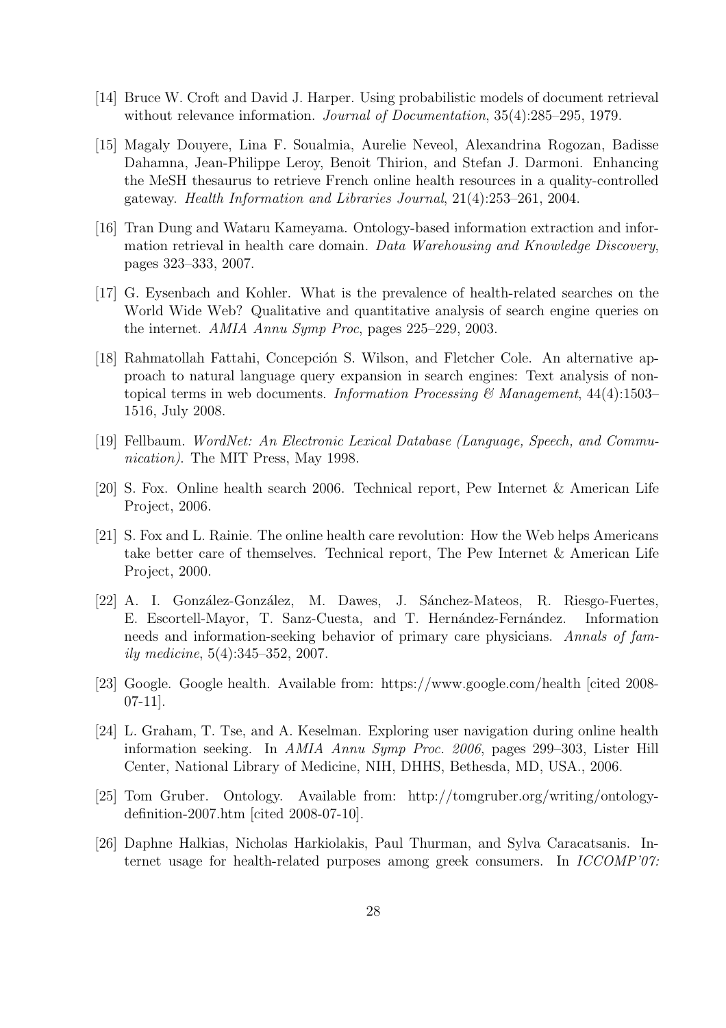[14] Bruce W. Croft and David J. Harper. Using probabilistic models of document retrieval without relevance information. *Journal of Documentation*, 35(4):285–295, 1979.

[15] Magaly Douyere, Lina F. Soualmia, Aurelie Neveol, Alexandrina Rogozan, Badisse Dahamna, Jean-Philippe Leroy, Benoit Thirion, and Stefan J. Darmoni. Enhancing the MeSH thesaurus to retrieve French online health resources in a quality-controlled gateway. *Health Information and Libraries Journal*, 21(4):253–261, 2004.

[16] Tran Dung and Wataru Kameyama. Ontology-based information extraction and information retrieval in health care domain. *Data Warehousing and Knowledge Discovery*, pages 323–333, 2007.

[17] G. Eysenbach and Kohler. What is the prevalence of health-related searches on the World Wide Web? Qualitative and quantitative analysis of search engine queries on the internet. *AMIA Annu Symp Proc*, pages 225–229, 2003.

[18] Rahmatollah Fattahi, Concepción S. Wilson, and Fletcher Cole. An alternative approach to natural language query expansion in search engines: Text analysis of non-topical terms in web documents. *Information Processing & Management*, 44(4):1503–1516, July 2008.

[19] Fellbaum. *WordNet: An Electronic Lexical Database (Language, Speech, and Communication)*. The MIT Press, May 1998.

[20] S. Fox. Online health search 2006. Technical report, Pew Internet & American Life Project, 2006.

[21] S. Fox and L. Rainie. The online health care revolution: How the Web helps Americans take better care of themselves. Technical report, The Pew Internet & American Life Project, 2000.

[22] A. I. González-González, M. Dawes, J. Sánchez-Mateos, R. Riesgo-Fuertes, E. Escortell-Mayor, T. Sanz-Cuesta, and T. Hernández-Fernández. Information needs and information-seeking behavior of primary care physicians. *Annals of family medicine*, 5(4):345–352, 2007.

[23] Google. Google health. Available from: https://www.google.com/health [cited 2008-07-11].

[24] L. Graham, T. Tse, and A. Keselman. Exploring user navigation during online health information seeking. In *AMIA Annu Symp Proc. 2006*, pages 299–303, Lister Hill Center, National Library of Medicine, NIH, DHHS, Bethesda, MD, USA., 2006.

[25] Tom Gruber. Ontology. Available from: http://tomgruber.org/writing/ontology-definition-2007.htm [cited 2008-07-10].

[26] Daphne Halkias, Nicholas Harkiolakis, Paul Thurman, and Sylva Caracatsanis. Internet usage for health-related purposes among greek consumers. In *ICCOMP'07:*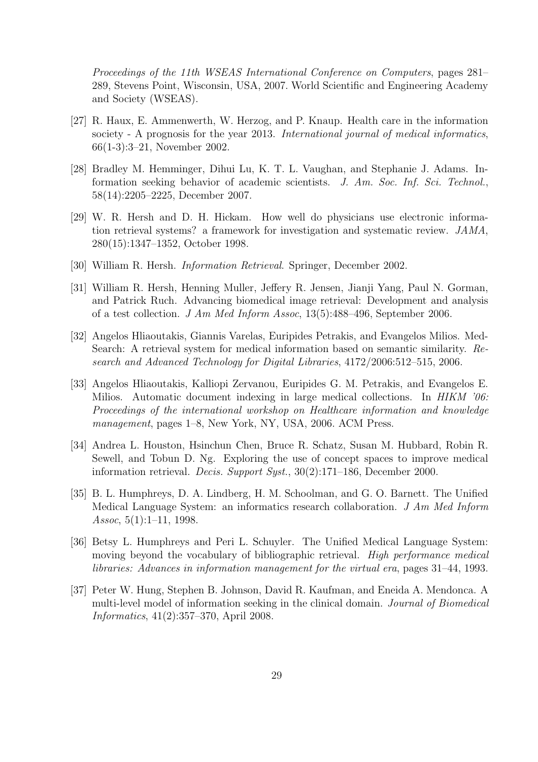*Proceedings of the 11th WSEAS International Conference on Computers*, pages 281–289, Stevens Point, Wisconsin, USA, 2007. World Scientific and Engineering Academy and Society (WSEAS).

[27] R. Haux, E. Ammenwerth, W. Herzog, and P. Knaup. Health care in the information society - A prognosis for the year 2013. *International journal of medical informatics*, 66(1-3):3–21, November 2002.

[28] Bradley M. Hemminger, Dihui Lu, K. T. L. Vaughan, and Stephanie J. Adams. Information seeking behavior of academic scientists. *J. Am. Soc. Inf. Sci. Technol.*, 58(14):2205–2225, December 2007.

[29] W. R. Hersh and D. H. Hickam. How well do physicians use electronic information retrieval systems? a framework for investigation and systematic review. *JAMA*, 280(15):1347–1352, October 1998.

[30] William R. Hersh. *Information Retrieval*. Springer, December 2002.

[31] William R. Hersh, Henning Muller, Jeffery R. Jensen, Jianji Yang, Paul N. Gorman, and Patrick Ruch. Advancing biomedical image retrieval: Development and analysis of a test collection. *J Am Med Inform Assoc*, 13(5):488–496, September 2006.

[32] Angelos Hliaoutakis, Giannis Varelas, Euripides Petrakis, and Evangelos Milios. Med-Search: A retrieval system for medical information based on semantic similarity. *Research and Advanced Technology for Digital Libraries*, 4172/2006:512–515, 2006.

[33] Angelos Hliaoutakis, Kalliopi Zervanou, Euripides G. M. Petrakis, and Evangelos E. Milios. Automatic document indexing in large medical collections. In *HIKM '06: Proceedings of the international workshop on Healthcare information and knowledge management*, pages 1–8, New York, NY, USA, 2006. ACM Press.

[34] Andrea L. Houston, Hsinchun Chen, Bruce R. Schatz, Susan M. Hubbard, Robin R. Sewell, and Tobun D. Ng. Exploring the use of concept spaces to improve medical information retrieval. *Decis. Support Syst.*, 30(2):171–186, December 2000.

[35] B. L. Humphreys, D. A. Lindberg, H. M. Schoolman, and G. O. Barnett. The Unified Medical Language System: an informatics research collaboration. *J Am Med Inform Assoc*, 5(1):1–11, 1998.

[36] Betsy L. Humphreys and Peri L. Schuyler. The Unified Medical Language System: moving beyond the vocabulary of bibliographic retrieval. *High performance medical libraries: Advances in information management for the virtual era*, pages 31–44, 1993.

[37] Peter W. Hung, Stephen B. Johnson, David R. Kaufman, and Eneida A. Mendonca. A multi-level model of information seeking in the clinical domain. *Journal of Biomedical Informatics*, 41(2):357–370, April 2008.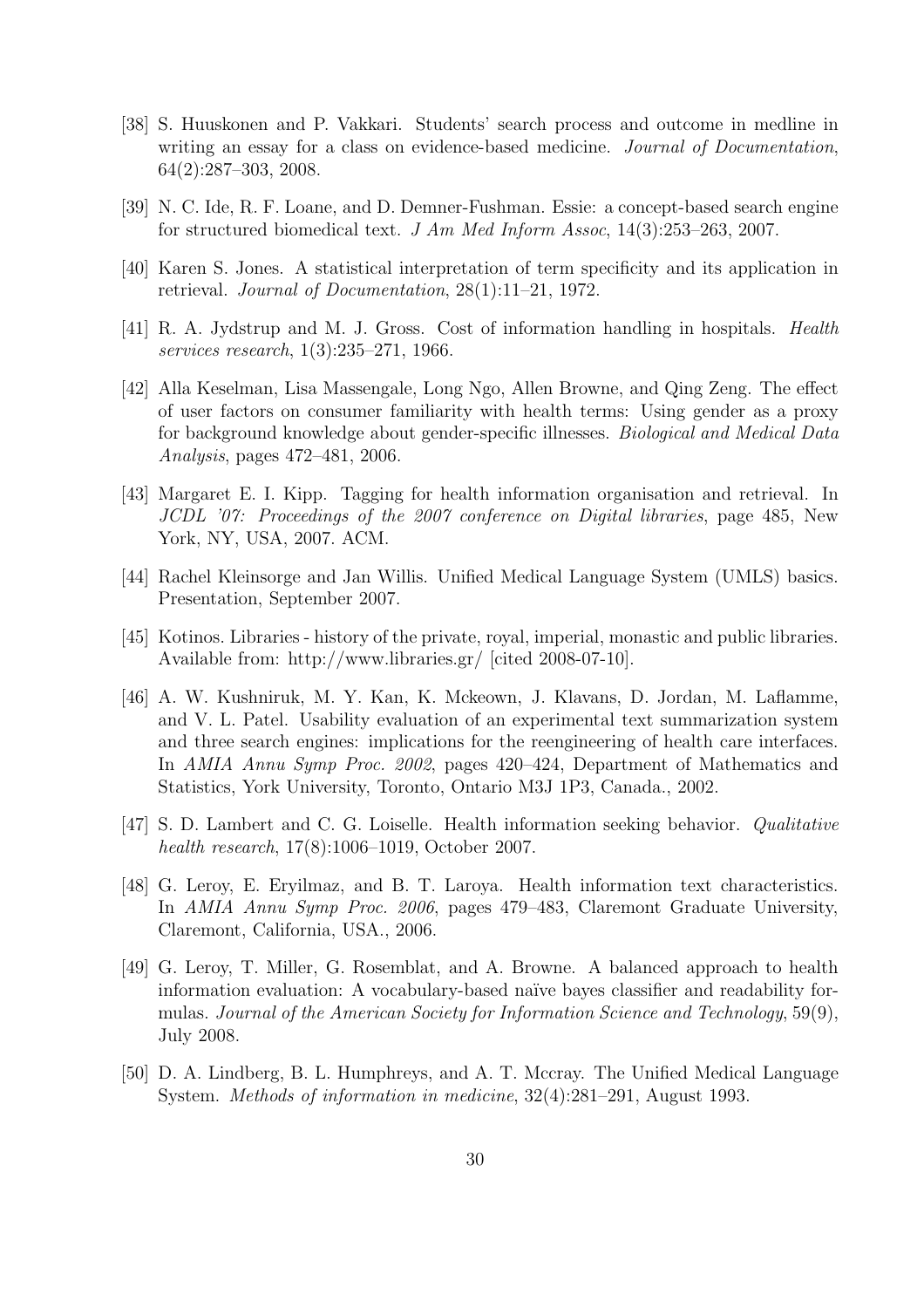[38] S. Huuskonen and P. Vakkari. Students' search process and outcome in medline in writing an essay for a class on evidence-based medicine. *Journal of Documentation*, 64(2):287–303, 2008.

[39] N. C. Ide, R. F. Loane, and D. Demner-Fushman. Essie: a concept-based search engine for structured biomedical text. *J Am Med Inform Assoc*, 14(3):253–263, 2007.

[40] Karen S. Jones. A statistical interpretation of term specificity and its application in retrieval. *Journal of Documentation*, 28(1):11–21, 1972.

[41] R. A. Jydstrup and M. J. Gross. Cost of information handling in hospitals. *Health services research*, 1(3):235–271, 1966.

[42] Alla Keselman, Lisa Massengale, Long Ngo, Allen Browne, and Qing Zeng. The effect of user factors on consumer familiarity with health terms: Using gender as a proxy for background knowledge about gender-specific illnesses. *Biological and Medical Data Analysis*, pages 472–481, 2006.

[43] Margaret E. I. Kipp. Tagging for health information organisation and retrieval. In *JCDL '07: Proceedings of the 2007 conference on Digital libraries*, page 485, New York, NY, USA, 2007. ACM.

[44] Rachel Kleinsorge and Jan Willis. Unified Medical Language System (UMLS) basics. Presentation, September 2007.

[45] Kotinos. Libraries - history of the private, royal, imperial, monastic and public libraries. Available from: http://www.libraries.gr/ [cited 2008-07-10].

[46] A. W. Kushniruk, M. Y. Kan, K. Mckeown, J. Klavans, D. Jordan, M. Laflamme, and V. L. Patel. Usability evaluation of an experimental text summarization system and three search engines: implications for the reengineering of health care interfaces. In *AMIA Annu Symp Proc. 2002*, pages 420–424, Department of Mathematics and Statistics, York University, Toronto, Ontario M3J 1P3, Canada., 2002.

[47] S. D. Lambert and C. G. Loiselle. Health information seeking behavior. *Qualitative health research*, 17(8):1006–1019, October 2007.

[48] G. Leroy, E. Eryilmaz, and B. T. Laroya. Health information text characteristics. In *AMIA Annu Symp Proc. 2006*, pages 479–483, Claremont Graduate University, Claremont, California, USA., 2006.

[49] G. Leroy, T. Miller, G. Rosemblat, and A. Browne. A balanced approach to health information evaluation: A vocabulary-based naïve bayes classifier and readability formulas. *Journal of the American Society for Information Science and Technology*, 59(9), July 2008.

[50] D. A. Lindberg, B. L. Humphreys, and A. T. Mccray. The Unified Medical Language System. *Methods of information in medicine*, 32(4):281–291, August 1993.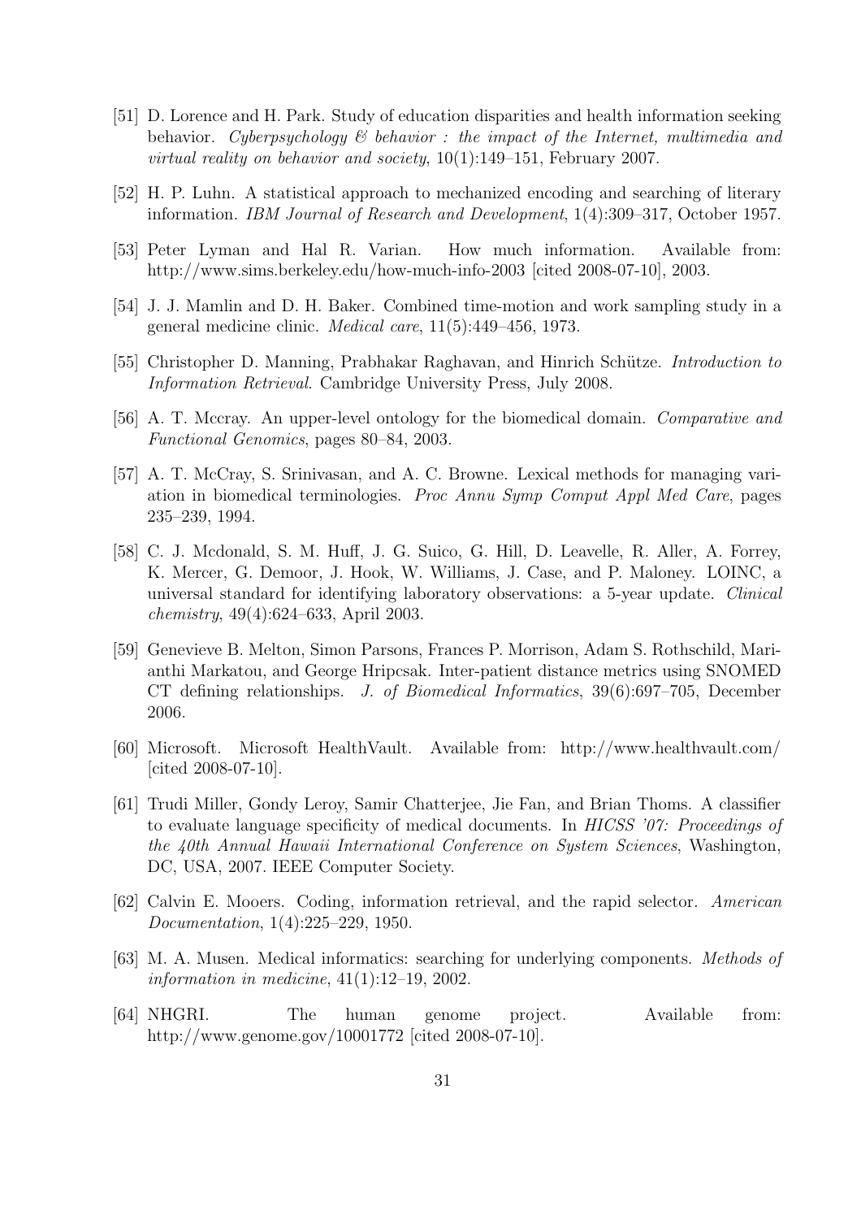[51] D. Lorence and H. Park. Study of education disparities and health information seeking behavior. *Cyberpsychology & behavior : the impact of the Internet, multimedia and virtual reality on behavior and society*, 10(1):149–151, February 2007.

[52] H. P. Luhn. A statistical approach to mechanized encoding and searching of literary information. *IBM Journal of Research and Development*, 1(4):309–317, October 1957.

[53] Peter Lyman and Hal R. Varian. How much information. Available from: http://www.sims.berkeley.edu/how-much-info-2003 [cited 2008-07-10], 2003.

[54] J. J. Mamlin and D. H. Baker. Combined time-motion and work sampling study in a general medicine clinic. *Medical care*, 11(5):449–456, 1973.

[55] Christopher D. Manning, Prabhakar Raghavan, and Hinrich Schütze. *Introduction to Information Retrieval*. Cambridge University Press, July 2008.

[56] A. T. Mccray. An upper-level ontology for the biomedical domain. *Comparative and Functional Genomics*, pages 80–84, 2003.

[57] A. T. McCray, S. Srinivasan, and A. C. Browne. Lexical methods for managing variation in biomedical terminologies. *Proc Annu Symp Comput Appl Med Care*, pages 235–239, 1994.

[58] C. J. Mcdonald, S. M. Huff, J. G. Suico, G. Hill, D. Leavelle, R. Aller, A. Forrey, K. Mercer, G. Demoor, J. Hook, W. Williams, J. Case, and P. Maloney. LOINC, a universal standard for identifying laboratory observations: a 5-year update. *Clinical chemistry*, 49(4):624–633, April 2003.

[59] Genevieve B. Melton, Simon Parsons, Frances P. Morrison, Adam S. Rothschild, Marianthi Markatou, and George Hripcsak. Inter-patient distance metrics using SNOMED CT defining relationships. *J. of Biomedical Informatics*, 39(6):697–705, December 2006.

[60] Microsoft. Microsoft HealthVault. Available from: http://www.healthvault.com/ [cited 2008-07-10].

[61] Trudi Miller, Gondy Leroy, Samir Chatterjee, Jie Fan, and Brian Thoms. A classifier to evaluate language specificity of medical documents. In *HICSS '07: Proceedings of the 40th Annual Hawaii International Conference on System Sciences*, Washington, DC, USA, 2007. IEEE Computer Society.

[62] Calvin E. Mooers. Coding, information retrieval, and the rapid selector. *American Documentation*, 1(4):225–229, 1950.

[63] M. A. Musen. Medical informatics: searching for underlying components. *Methods of information in medicine*, 41(1):12–19, 2002.

[64] NHGRI. The human genome project. Available from: http://www.genome.gov/10001772 [cited 2008-07-10].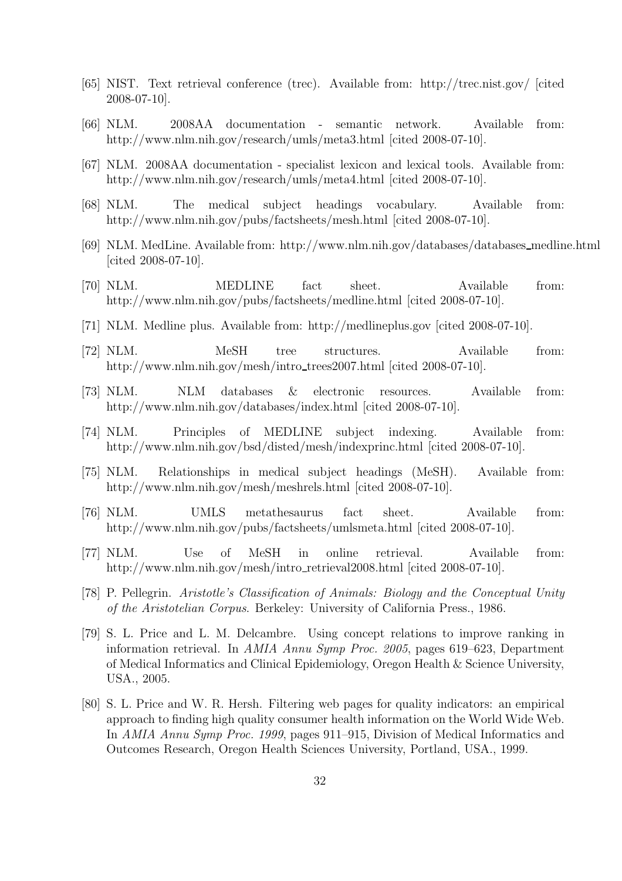[65] NIST. Text retrieval conference (trec). Available from: http://trec.nist.gov/ [cited 2008-07-10].

[66] NLM. 2008AA documentation - semantic network. Available from: http://www.nlm.nih.gov/research/umls/meta3.html [cited 2008-07-10].

[67] NLM. 2008AA documentation - specialist lexicon and lexical tools. Available from: http://www.nlm.nih.gov/research/umls/meta4.html [cited 2008-07-10].

[68] NLM. The medical subject headings vocabulary. Available from: http://www.nlm.nih.gov/pubs/factsheets/mesh.html [cited 2008-07-10].

[69] NLM. MedLine. Available from: http://www.nlm.nih.gov/databases/databases_medline.html [cited 2008-07-10].

[70] NLM. MEDLINE fact sheet. Available from: http://www.nlm.nih.gov/pubs/factsheets/medline.html [cited 2008-07-10].

[71] NLM. Medline plus. Available from: http://medlineplus.gov [cited 2008-07-10].

[72] NLM. MeSH tree structures. Available from: http://www.nlm.nih.gov/mesh/intro_trees2007.html [cited 2008-07-10].

[73] NLM. NLM databases & electronic resources. Available from: http://www.nlm.nih.gov/databases/index.html [cited 2008-07-10].

[74] NLM. Principles of MEDLINE subject indexing. Available from: http://www.nlm.nih.gov/bsd/disted/mesh/indexprinc.html [cited 2008-07-10].

[75] NLM. Relationships in medical subject headings (MeSH). Available from: http://www.nlm.nih.gov/mesh/meshrels.html [cited 2008-07-10].

[76] NLM. UMLS metathesaurus fact sheet. Available from: http://www.nlm.nih.gov/pubs/factsheets/umlsmeta.html [cited 2008-07-10].

[77] NLM. Use of MeSH in online retrieval. Available from: http://www.nlm.nih.gov/mesh/intro_retrieval2008.html [cited 2008-07-10].

[78] P. Pellegrin. *Aristotle's Classification of Animals: Biology and the Conceptual Unity of the Aristotelian Corpus*. Berkeley: University of California Press., 1986.

[79] S. L. Price and L. M. Delcambre. Using concept relations to improve ranking in information retrieval. In *AMIA Annu Symp Proc. 2005*, pages 619–623, Department of Medical Informatics and Clinical Epidemiology, Oregon Health & Science University, USA., 2005.

[80] S. L. Price and W. R. Hersh. Filtering web pages for quality indicators: an empirical approach to finding high quality consumer health information on the World Wide Web. In *AMIA Annu Symp Proc. 1999*, pages 911–915, Division of Medical Informatics and Outcomes Research, Oregon Health Sciences University, Portland, USA., 1999.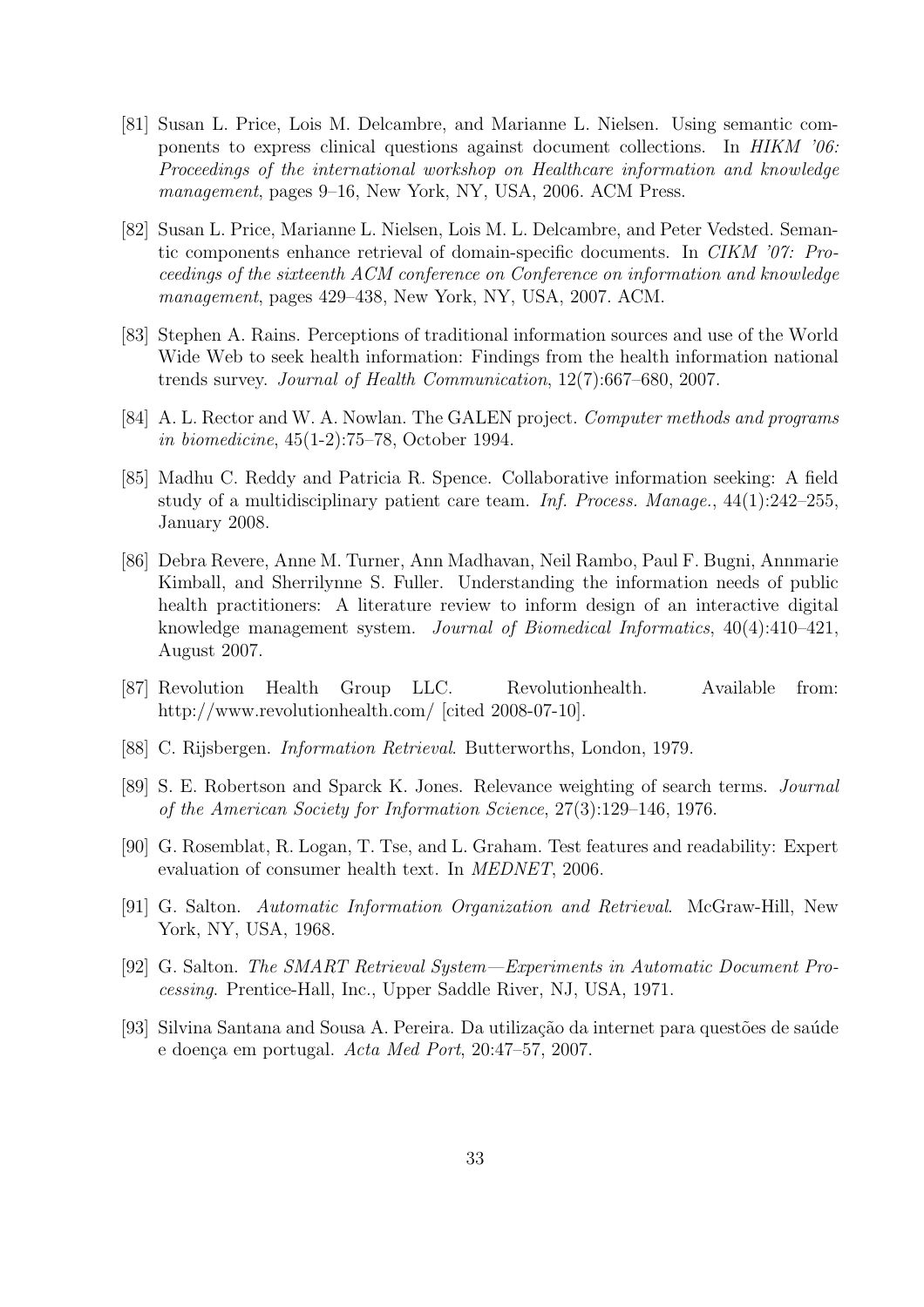[81] Susan L. Price, Lois M. Delcambre, and Marianne L. Nielsen. Using semantic components to express clinical questions against document collections. In *HIKM '06: Proceedings of the international workshop on Healthcare information and knowledge management*, pages 9–16, New York, NY, USA, 2006. ACM Press.

[82] Susan L. Price, Marianne L. Nielsen, Lois M. L. Delcambre, and Peter Vedsted. Semantic components enhance retrieval of domain-specific documents. In *CIKM '07: Proceedings of the sixteenth ACM conference on Conference on information and knowledge management*, pages 429–438, New York, NY, USA, 2007. ACM.

[83] Stephen A. Rains. Perceptions of traditional information sources and use of the World Wide Web to seek health information: Findings from the health information national trends survey. *Journal of Health Communication*, 12(7):667–680, 2007.

[84] A. L. Rector and W. A. Nowlan. The GALEN project. *Computer methods and programs in biomedicine*, 45(1-2):75–78, October 1994.

[85] Madhu C. Reddy and Patricia R. Spence. Collaborative information seeking: A field study of a multidisciplinary patient care team. *Inf. Process. Manage.*, 44(1):242–255, January 2008.

[86] Debra Revere, Anne M. Turner, Ann Madhavan, Neil Rambo, Paul F. Bugni, Annmarie Kimball, and Sherrilynne S. Fuller. Understanding the information needs of public health practitioners: A literature review to inform design of an interactive digital knowledge management system. *Journal of Biomedical Informatics*, 40(4):410–421, August 2007.

[87] Revolution Health Group LLC. Revolutionhealth. Available from: http://www.revolutionhealth.com/ [cited 2008-07-10].

[88] C. Rijsbergen. *Information Retrieval*. Butterworths, London, 1979.

[89] S. E. Robertson and Sparck K. Jones. Relevance weighting of search terms. *Journal of the American Society for Information Science*, 27(3):129–146, 1976.

[90] G. Rosemblat, R. Logan, T. Tse, and L. Graham. Test features and readability: Expert evaluation of consumer health text. In *MEDNET*, 2006.

[91] G. Salton. *Automatic Information Organization and Retrieval*. McGraw-Hill, New York, NY, USA, 1968.

[92] G. Salton. *The SMART Retrieval System—Experiments in Automatic Document Processing*. Prentice-Hall, Inc., Upper Saddle River, NJ, USA, 1971.

[93] Silvina Santana and Sousa A. Pereira. Da utilização da internet para questões de saúde e doença em portugal. *Acta Med Port*, 20:47–57, 2007.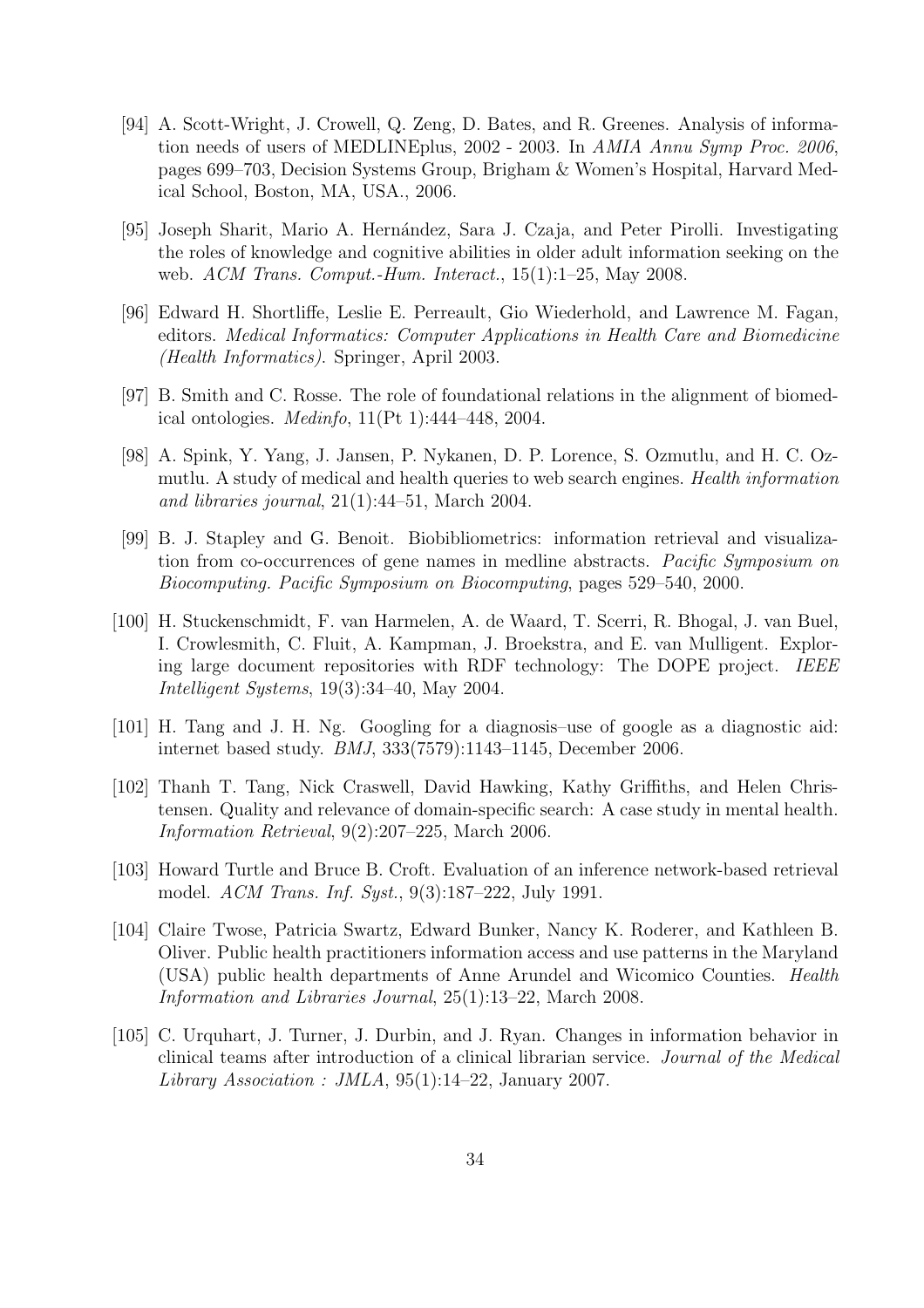[94] A. Scott-Wright, J. Crowell, Q. Zeng, D. Bates, and R. Greenes. Analysis of information needs of users of MEDLINEplus, 2002 - 2003. In *AMIA Annu Symp Proc. 2006*, pages 699–703, Decision Systems Group, Brigham & Women's Hospital, Harvard Medical School, Boston, MA, USA., 2006.

[95] Joseph Sharit, Mario A. Hernández, Sara J. Czaja, and Peter Pirolli. Investigating the roles of knowledge and cognitive abilities in older adult information seeking on the web. *ACM Trans. Comput.-Hum. Interact.*, 15(1):1–25, May 2008.

[96] Edward H. Shortliffe, Leslie E. Perreault, Gio Wiederhold, and Lawrence M. Fagan, editors. *Medical Informatics: Computer Applications in Health Care and Biomedicine (Health Informatics)*. Springer, April 2003.

[97] B. Smith and C. Rosse. The role of foundational relations in the alignment of biomedical ontologies. *Medinfo*, 11(Pt 1):444–448, 2004.

[98] A. Spink, Y. Yang, J. Jansen, P. Nykanen, D. P. Lorence, S. Ozmutlu, and H. C. Ozmutlu. A study of medical and health queries to web search engines. *Health information and libraries journal*, 21(1):44–51, March 2004.

[99] B. J. Stapley and G. Benoit. Biobibliometrics: information retrieval and visualization from co-occurrences of gene names in medline abstracts. *Pacific Symposium on Biocomputing. Pacific Symposium on Biocomputing*, pages 529–540, 2000.

[100] H. Stuckenschmidt, F. van Harmelen, A. de Waard, T. Scerri, R. Bhogal, J. van Buel, I. Crowlesmith, C. Fluit, A. Kampman, J. Broekstra, and E. van Mulligent. Exploring large document repositories with RDF technology: The DOPE project. *IEEE Intelligent Systems*, 19(3):34–40, May 2004.

[101] H. Tang and J. H. Ng. Googling for a diagnosis–use of google as a diagnostic aid: internet based study. *BMJ*, 333(7579):1143–1145, December 2006.

[102] Thanh T. Tang, Nick Craswell, David Hawking, Kathy Griffiths, and Helen Christensen. Quality and relevance of domain-specific search: A case study in mental health. *Information Retrieval*, 9(2):207–225, March 2006.

[103] Howard Turtle and Bruce B. Croft. Evaluation of an inference network-based retrieval model. *ACM Trans. Inf. Syst.*, 9(3):187–222, July 1991.

[104] Claire Twose, Patricia Swartz, Edward Bunker, Nancy K. Roderer, and Kathleen B. Oliver. Public health practitioners information access and use patterns in the Maryland (USA) public health departments of Anne Arundel and Wicomico Counties. *Health Information and Libraries Journal*, 25(1):13–22, March 2008.

[105] C. Urquhart, J. Turner, J. Durbin, and J. Ryan. Changes in information behavior in clinical teams after introduction of a clinical librarian service. *Journal of the Medical Library Association : JMLA*, 95(1):14–22, January 2007.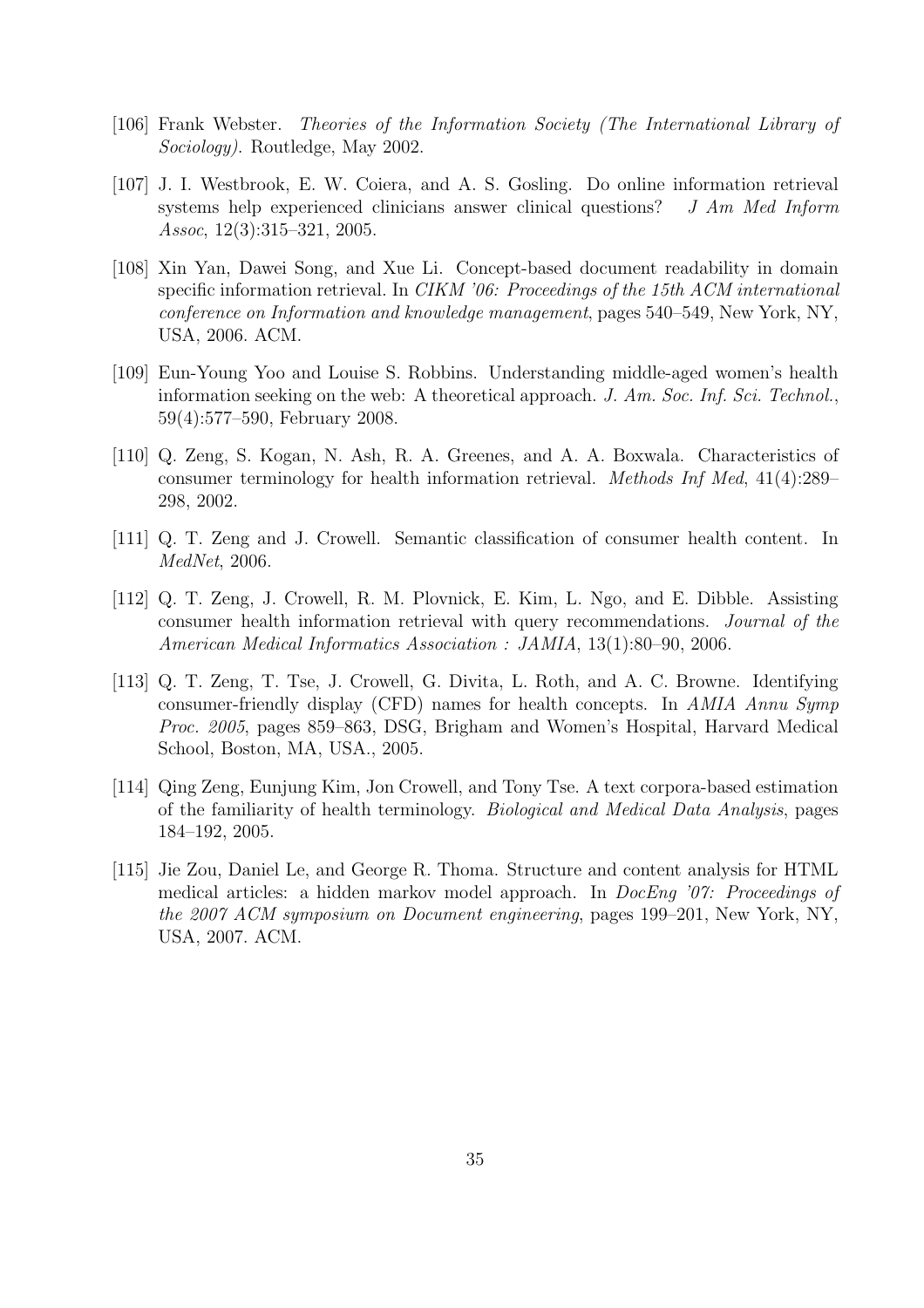[106] Frank Webster. *Theories of the Information Society (The International Library of Sociology)*. Routledge, May 2002.

[107] J. I. Westbrook, E. W. Coiera, and A. S. Gosling. Do online information retrieval systems help experienced clinicians answer clinical questions? *J Am Med Inform Assoc*, 12(3):315–321, 2005.

[108] Xin Yan, Dawei Song, and Xue Li. Concept-based document readability in domain specific information retrieval. In *CIKM '06: Proceedings of the 15th ACM international conference on Information and knowledge management*, pages 540–549, New York, NY, USA, 2006. ACM.

[109] Eun-Young Yoo and Louise S. Robbins. Understanding middle-aged women's health information seeking on the web: A theoretical approach. *J. Am. Soc. Inf. Sci. Technol.*, 59(4):577–590, February 2008.

[110] Q. Zeng, S. Kogan, N. Ash, R. A. Greenes, and A. A. Boxwala. Characteristics of consumer terminology for health information retrieval. *Methods Inf Med*, 41(4):289–298, 2002.

[111] Q. T. Zeng and J. Crowell. Semantic classification of consumer health content. In *MedNet*, 2006.

[112] Q. T. Zeng, J. Crowell, R. M. Plovnick, E. Kim, L. Ngo, and E. Dibble. Assisting consumer health information retrieval with query recommendations. *Journal of the American Medical Informatics Association : JAMIA*, 13(1):80–90, 2006.

[113] Q. T. Zeng, T. Tse, J. Crowell, G. Divita, L. Roth, and A. C. Browne. Identifying consumer-friendly display (CFD) names for health concepts. In *AMIA Annu Symp Proc. 2005*, pages 859–863, DSG, Brigham and Women's Hospital, Harvard Medical School, Boston, MA, USA., 2005.

[114] Qing Zeng, Eunjung Kim, Jon Crowell, and Tony Tse. A text corpora-based estimation of the familiarity of health terminology. *Biological and Medical Data Analysis*, pages 184–192, 2005.

[115] Jie Zou, Daniel Le, and George R. Thoma. Structure and content analysis for HTML medical articles: a hidden markov model approach. In *DocEng '07: Proceedings of the 2007 ACM symposium on Document engineering*, pages 199–201, New York, NY, USA, 2007. ACM.